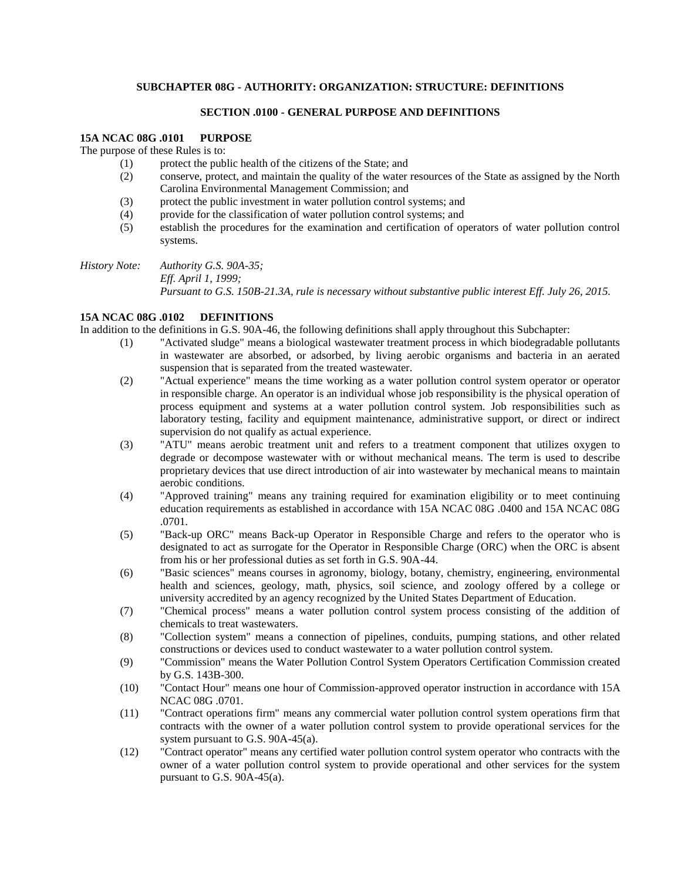## SUBCHAPTER 08G - AUTHORITY: ORGANIZATION: STRUCTURE: DEFINITIONS

### SECTION .0100 - GENERAL PURPOSE AND DEFINITIONS

**15A NCAC 08G .0101 PURPOSE**

The purpose of these Rules is to:

(1) protect the public health of the citizens of the State; and

(2) conserve, protect, and maintain the quality of the water resources of the State as assigned by the North Carolina Environmental Management Commission; and

(3) protect the public investment in water pollution control systems; and

(4) provide for the classification of water pollution control systems; and

(5) establish the procedures for the examination and certification of operators of water pollution control systems.

*History Note: Authority G.S. 90A-35;*
*Eff. April 1, 1999;*
*Pursuant to G.S. 150B-21.3A, rule is necessary without substantive public interest Eff. July 26, 2015.*

**15A NCAC 08G .0102 DEFINITIONS**

In addition to the definitions in G.S. 90A-46, the following definitions shall apply throughout this Subchapter:

(1) "Activated sludge" means a biological wastewater treatment process in which biodegradable pollutants in wastewater are absorbed, or adsorbed, by living aerobic organisms and bacteria in an aerated suspension that is separated from the treated wastewater.

(2) "Actual experience" means the time working as a water pollution control system operator or operator in responsible charge. An operator is an individual whose job responsibility is the physical operation of process equipment and systems at a water pollution control system. Job responsibilities such as laboratory testing, facility and equipment maintenance, administrative support, or direct or indirect supervision do not qualify as actual experience.

(3) "ATU" means aerobic treatment unit and refers to a treatment component that utilizes oxygen to degrade or decompose wastewater with or without mechanical means. The term is used to describe proprietary devices that use direct introduction of air into wastewater by mechanical means to maintain aerobic conditions.

(4) "Approved training" means any training required for examination eligibility or to meet continuing education requirements as established in accordance with 15A NCAC 08G .0400 and 15A NCAC 08G .0701.

(5) "Back-up ORC" means Back-up Operator in Responsible Charge and refers to the operator who is designated to act as surrogate for the Operator in Responsible Charge (ORC) when the ORC is absent from his or her professional duties as set forth in G.S. 90A-44.

(6) "Basic sciences" means courses in agronomy, biology, botany, chemistry, engineering, environmental health and sciences, geology, math, physics, soil science, and zoology offered by a college or university accredited by an agency recognized by the United States Department of Education.

(7) "Chemical process" means a water pollution control system process consisting of the addition of chemicals to treat wastewaters.

(8) "Collection system" means a connection of pipelines, conduits, pumping stations, and other related constructions or devices used to conduct wastewater to a water pollution control system.

(9) "Commission" means the Water Pollution Control System Operators Certification Commission created by G.S. 143B-300.

(10) "Contact Hour" means one hour of Commission-approved operator instruction in accordance with 15A NCAC 08G .0701.

(11) "Contract operations firm" means any commercial water pollution control system operations firm that contracts with the owner of a water pollution control system to provide operational services for the system pursuant to G.S. 90A-45(a).

(12) "Contract operator" means any certified water pollution control system operator who contracts with the owner of a water pollution control system to provide operational and other services for the system pursuant to G.S. 90A-45(a).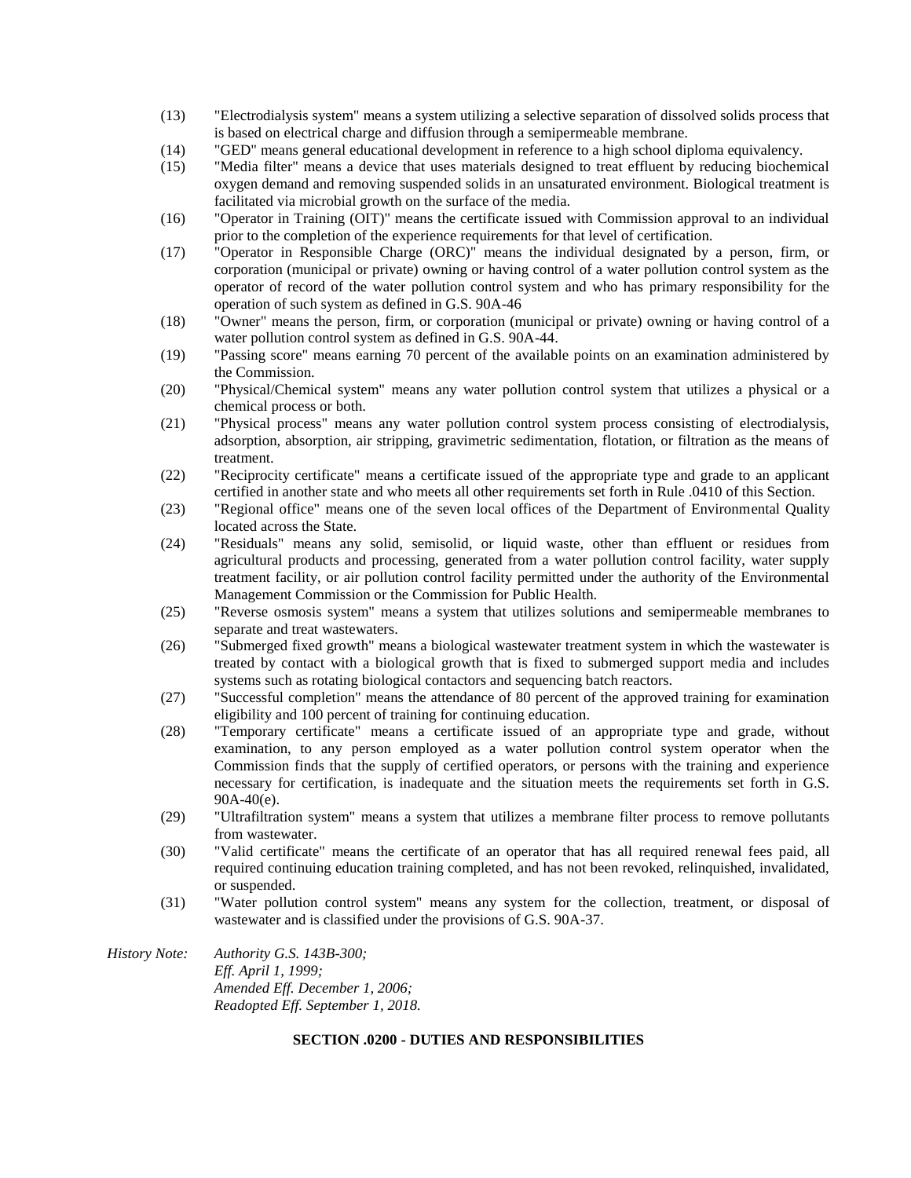(13) "Electrodialysis system" means a system utilizing a selective separation of dissolved solids process that is based on electrical charge and diffusion through a semipermeable membrane.

(14) "GED" means general educational development in reference to a high school diploma equivalency.

(15) "Media filter" means a device that uses materials designed to treat effluent by reducing biochemical oxygen demand and removing suspended solids in an unsaturated environment. Biological treatment is facilitated via microbial growth on the surface of the media.

(16) "Operator in Training (OIT)" means the certificate issued with Commission approval to an individual prior to the completion of the experience requirements for that level of certification.

(17) "Operator in Responsible Charge (ORC)" means the individual designated by a person, firm, or corporation (municipal or private) owning or having control of a water pollution control system as the operator of record of the water pollution control system and who has primary responsibility for the operation of such system as defined in G.S. 90A-46

(18) "Owner" means the person, firm, or corporation (municipal or private) owning or having control of a water pollution control system as defined in G.S. 90A-44.

(19) "Passing score" means earning 70 percent of the available points on an examination administered by the Commission.

(20) "Physical/Chemical system" means any water pollution control system that utilizes a physical or a chemical process or both.

(21) "Physical process" means any water pollution control system process consisting of electrodialysis, adsorption, absorption, air stripping, gravimetric sedimentation, flotation, or filtration as the means of treatment.

(22) "Reciprocity certificate" means a certificate issued of the appropriate type and grade to an applicant certified in another state and who meets all other requirements set forth in Rule .0410 of this Section.

(23) "Regional office" means one of the seven local offices of the Department of Environmental Quality located across the State.

(24) "Residuals" means any solid, semisolid, or liquid waste, other than effluent or residues from agricultural products and processing, generated from a water pollution control facility, water supply treatment facility, or air pollution control facility permitted under the authority of the Environmental Management Commission or the Commission for Public Health.

(25) "Reverse osmosis system" means a system that utilizes solutions and semipermeable membranes to separate and treat wastewaters.

(26) "Submerged fixed growth" means a biological wastewater treatment system in which the wastewater is treated by contact with a biological growth that is fixed to submerged support media and includes systems such as rotating biological contactors and sequencing batch reactors.

(27) "Successful completion" means the attendance of 80 percent of the approved training for examination eligibility and 100 percent of training for continuing education.

(28) "Temporary certificate" means a certificate issued of an appropriate type and grade, without examination, to any person employed as a water pollution control system operator when the Commission finds that the supply of certified operators, or persons with the training and experience necessary for certification, is inadequate and the situation meets the requirements set forth in G.S. 90A-40(e).

(29) "Ultrafiltration system" means a system that utilizes a membrane filter process to remove pollutants from wastewater.

(30) "Valid certificate" means the certificate of an operator that has all required renewal fees paid, all required continuing education training completed, and has not been revoked, relinquished, invalidated, or suspended.

(31) "Water pollution control system" means any system for the collection, treatment, or disposal of wastewater and is classified under the provisions of G.S. 90A-37.

*History Note:* *Authority G.S. 143B-300;*
*Eff. April 1, 1999;*
*Amended Eff. December 1, 2006;*
*Readopted Eff. September 1, 2018.*

**SECTION .0200 - DUTIES AND RESPONSIBILITIES**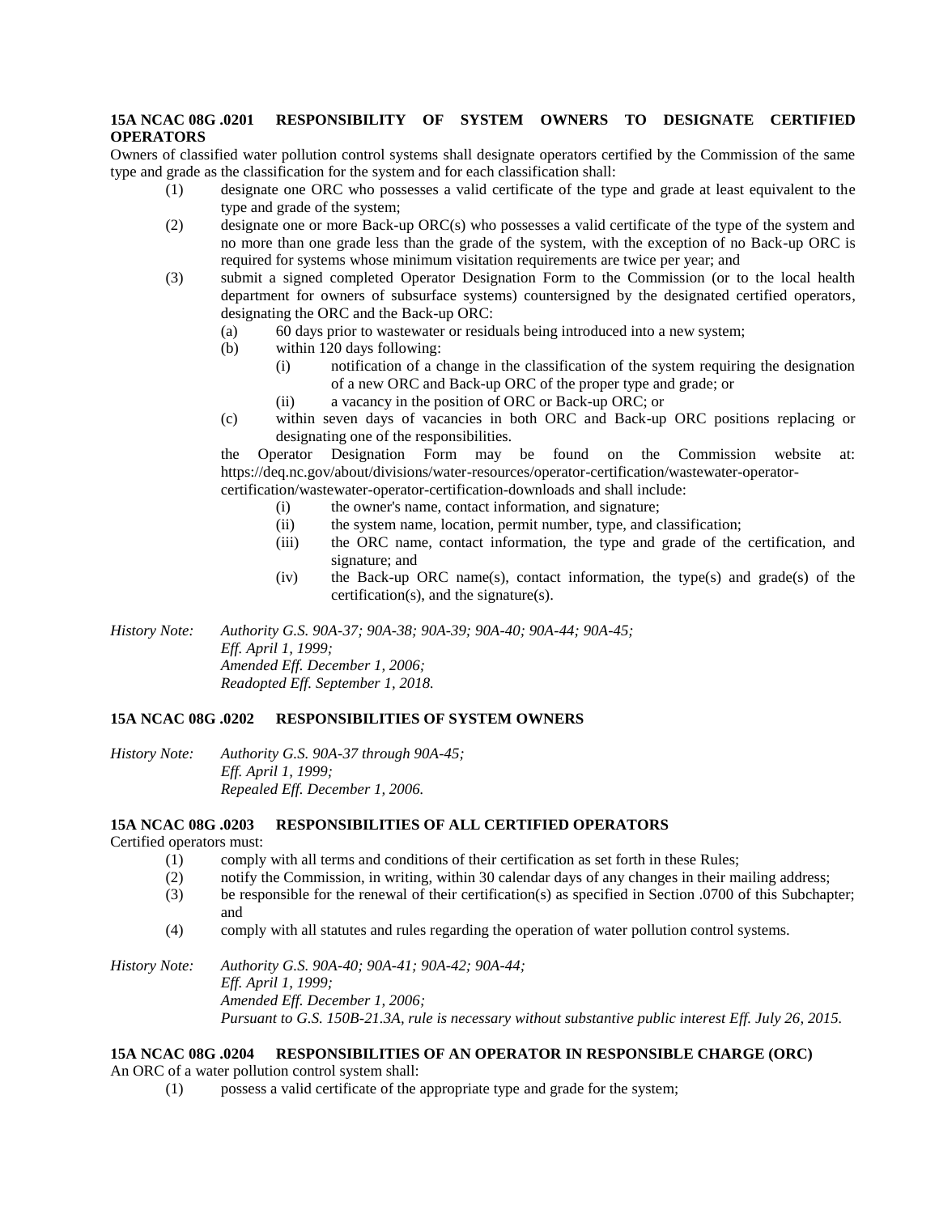**15A NCAC 08G .0201 RESPONSIBILITY OF SYSTEM OWNERS TO DESIGNATE CERTIFIED OPERATORS**

Owners of classified water pollution control systems shall designate operators certified by the Commission of the same type and grade as the classification for the system and for each classification shall:

(1) designate one ORC who possesses a valid certificate of the type and grade at least equivalent to the type and grade of the system;

(2) designate one or more Back-up ORC(s) who possesses a valid certificate of the type of the system and no more than one grade less than the grade of the system, with the exception of no Back-up ORC is required for systems whose minimum visitation requirements are twice per year; and

(3) submit a signed completed Operator Designation Form to the Commission (or to the local health department for owners of subsurface systems) countersigned by the designated certified operators, designating the ORC and the Back-up ORC:

- (a) 60 days prior to wastewater or residuals being introduced into a new system;
- (b) within 120 days following:
  - (i) notification of a change in the classification of the system requiring the designation of a new ORC and Back-up ORC of the proper type and grade; or
  - (ii) a vacancy in the position of ORC or Back-up ORC; or
- (c) within seven days of vacancies in both ORC and Back-up ORC positions replacing or designating one of the responsibilities.

the Operator Designation Form may be found on the Commission website at: https://deq.nc.gov/about/divisions/water-resources/operator-certification/wastewater-operator-certification/wastewater-operator-certification-downloads and shall include:

- (i) the owner's name, contact information, and signature;
- (ii) the system name, location, permit number, type, and classification;
- (iii) the ORC name, contact information, the type and grade of the certification, and signature; and
- (iv) the Back-up ORC name(s), contact information, the type(s) and grade(s) of the certification(s), and the signature(s).

*History Note: Authority G.S. 90A-37; 90A-38; 90A-39; 90A-40; 90A-44; 90A-45;*
*Eff. April 1, 1999;*
*Amended Eff. December 1, 2006;*
*Readopted Eff. September 1, 2018.*

**15A NCAC 08G .0202 RESPONSIBILITIES OF SYSTEM OWNERS**

*History Note: Authority G.S. 90A-37 through 90A-45;*
*Eff. April 1, 1999;*
*Repealed Eff. December 1, 2006.*

**15A NCAC 08G .0203 RESPONSIBILITIES OF ALL CERTIFIED OPERATORS**

Certified operators must:

(1) comply with all terms and conditions of their certification as set forth in these Rules;

(2) notify the Commission, in writing, within 30 calendar days of any changes in their mailing address;

(3) be responsible for the renewal of their certification(s) as specified in Section .0700 of this Subchapter; and

(4) comply with all statutes and rules regarding the operation of water pollution control systems.

*History Note: Authority G.S. 90A-40; 90A-41; 90A-42; 90A-44;*
*Eff. April 1, 1999;*
*Amended Eff. December 1, 2006;*
*Pursuant to G.S. 150B-21.3A, rule is necessary without substantive public interest Eff. July 26, 2015.*

**15A NCAC 08G .0204 RESPONSIBILITIES OF AN OPERATOR IN RESPONSIBLE CHARGE (ORC)**

An ORC of a water pollution control system shall:

(1) possess a valid certificate of the appropriate type and grade for the system;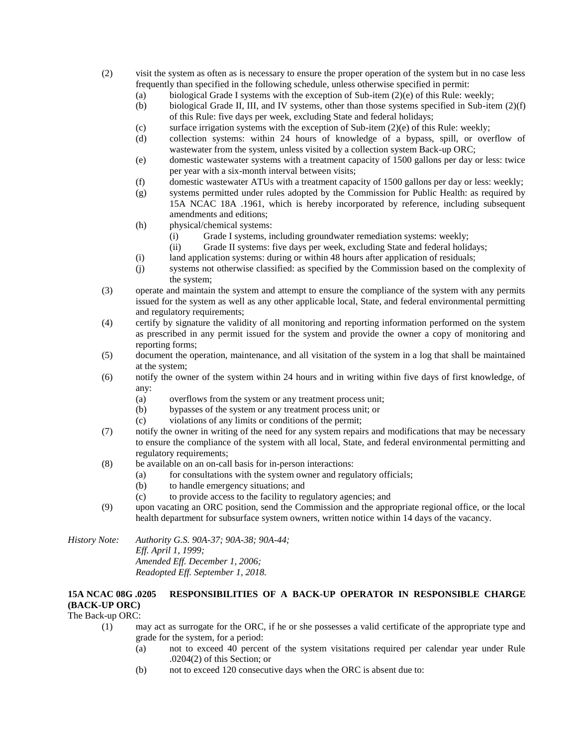(2) visit the system as often as is necessary to ensure the proper operation of the system but in no case less frequently than specified in the following schedule, unless otherwise specified in permit:
   - (a) biological Grade I systems with the exception of Sub-item (2)(e) of this Rule: weekly;
   - (b) biological Grade II, III, and IV systems, other than those systems specified in Sub-item (2)(f) of this Rule: five days per week, excluding State and federal holidays;
   - (c) surface irrigation systems with the exception of Sub-item (2)(e) of this Rule: weekly;
   - (d) collection systems: within 24 hours of knowledge of a bypass, spill, or overflow of wastewater from the system, unless visited by a collection system Back-up ORC;
   - (e) domestic wastewater systems with a treatment capacity of 1500 gallons per day or less: twice per year with a six-month interval between visits;
   - (f) domestic wastewater ATUs with a treatment capacity of 1500 gallons per day or less: weekly;
   - (g) systems permitted under rules adopted by the Commission for Public Health: as required by 15A NCAC 18A .1961, which is hereby incorporated by reference, including subsequent amendments and editions;
   - (h) physical/chemical systems:
     - (i) Grade I systems, including groundwater remediation systems: weekly;
     - (ii) Grade II systems: five days per week, excluding State and federal holidays;
   - (i) land application systems: during or within 48 hours after application of residuals;
   - (j) systems not otherwise classified: as specified by the Commission based on the complexity of the system;

(3) operate and maintain the system and attempt to ensure the compliance of the system with any permits issued for the system as well as any other applicable local, State, and federal environmental permitting and regulatory requirements;

(4) certify by signature the validity of all monitoring and reporting information performed on the system as prescribed in any permit issued for the system and provide the owner a copy of monitoring and reporting forms;

(5) document the operation, maintenance, and all visitation of the system in a log that shall be maintained at the system;

(6) notify the owner of the system within 24 hours and in writing within five days of first knowledge, of any:
   - (a) overflows from the system or any treatment process unit;
   - (b) bypasses of the system or any treatment process unit; or
   - (c) violations of any limits or conditions of the permit;

(7) notify the owner in writing of the need for any system repairs and modifications that may be necessary to ensure the compliance of the system with all local, State, and federal environmental permitting and regulatory requirements;

(8) be available on an on-call basis for in-person interactions:
   - (a) for consultations with the system owner and regulatory officials;
   - (b) to handle emergency situations; and
   - (c) to provide access to the facility to regulatory agencies; and

(9) upon vacating an ORC position, send the Commission and the appropriate regional office, or the local health department for subsurface system owners, written notice within 14 days of the vacancy.

*History Note:* *Authority G.S. 90A-37; 90A-38; 90A-44;*
*Eff. April 1, 1999;*
*Amended Eff. December 1, 2006;*
*Readopted Eff. September 1, 2018.*

**15A NCAC 08G .0205 RESPONSIBILITIES OF A BACK-UP OPERATOR IN RESPONSIBLE CHARGE (BACK-UP ORC)**

The Back-up ORC:

(1) may act as surrogate for the ORC, if he or she possesses a valid certificate of the appropriate type and grade for the system, for a period:
   - (a) not to exceed 40 percent of the system visitations required per calendar year under Rule .0204(2) of this Section; or
   - (b) not to exceed 120 consecutive days when the ORC is absent due to: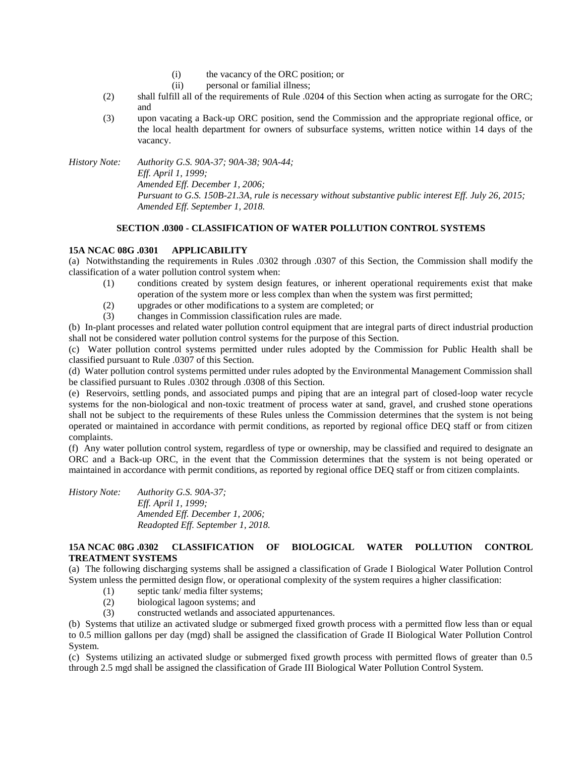(i) the vacancy of the ORC position; or
(ii) personal or familial illness;

(2) shall fulfill all of the requirements of Rule .0204 of this Section when acting as surrogate for the ORC; and

(3) upon vacating a Back-up ORC position, send the Commission and the appropriate regional office, or the local health department for owners of subsurface systems, written notice within 14 days of the vacancy.

*History Note: Authority G.S. 90A-37; 90A-38; 90A-44;*
*Eff. April 1, 1999;*
*Amended Eff. December 1, 2006;*
*Pursuant to G.S. 150B-21.3A, rule is necessary without substantive public interest Eff. July 26, 2015;*
*Amended Eff. September 1, 2018.*

## SECTION .0300 - CLASSIFICATION OF WATER POLLUTION CONTROL SYSTEMS

### 15A NCAC 08G .0301 APPLICABILITY

(a) Notwithstanding the requirements in Rules .0302 through .0307 of this Section, the Commission shall modify the classification of a water pollution control system when:

(1) conditions created by system design features, or inherent operational requirements exist that make operation of the system more or less complex than when the system was first permitted;
(2) upgrades or other modifications to a system are completed; or
(3) changes in Commission classification rules are made.

(b) In-plant processes and related water pollution control equipment that are integral parts of direct industrial production shall not be considered water pollution control systems for the purpose of this Section.

(c) Water pollution control systems permitted under rules adopted by the Commission for Public Health shall be classified pursuant to Rule .0307 of this Section.

(d) Water pollution control systems permitted under rules adopted by the Environmental Management Commission shall be classified pursuant to Rules .0302 through .0308 of this Section.

(e) Reservoirs, settling ponds, and associated pumps and piping that are an integral part of closed-loop water recycle systems for the non-biological and non-toxic treatment of process water at sand, gravel, and crushed stone operations shall not be subject to the requirements of these Rules unless the Commission determines that the system is not being operated or maintained in accordance with permit conditions, as reported by regional office DEQ staff or from citizen complaints.

(f) Any water pollution control system, regardless of type or ownership, may be classified and required to designate an ORC and a Back-up ORC, in the event that the Commission determines that the system is not being operated or maintained in accordance with permit conditions, as reported by regional office DEQ staff or from citizen complaints.

*History Note: Authority G.S. 90A-37;*
*Eff. April 1, 1999;*
*Amended Eff. December 1, 2006;*
*Readopted Eff. September 1, 2018.*

### 15A NCAC 08G .0302 CLASSIFICATION OF BIOLOGICAL WATER POLLUTION CONTROL TREATMENT SYSTEMS

(a) The following discharging systems shall be assigned a classification of Grade I Biological Water Pollution Control System unless the permitted design flow, or operational complexity of the system requires a higher classification:

(1) septic tank/ media filter systems;
(2) biological lagoon systems; and
(3) constructed wetlands and associated appurtenances.

(b) Systems that utilize an activated sludge or submerged fixed growth process with a permitted flow less than or equal to 0.5 million gallons per day (mgd) shall be assigned the classification of Grade II Biological Water Pollution Control System.

(c) Systems utilizing an activated sludge or submerged fixed growth process with permitted flows of greater than 0.5 through 2.5 mgd shall be assigned the classification of Grade III Biological Water Pollution Control System.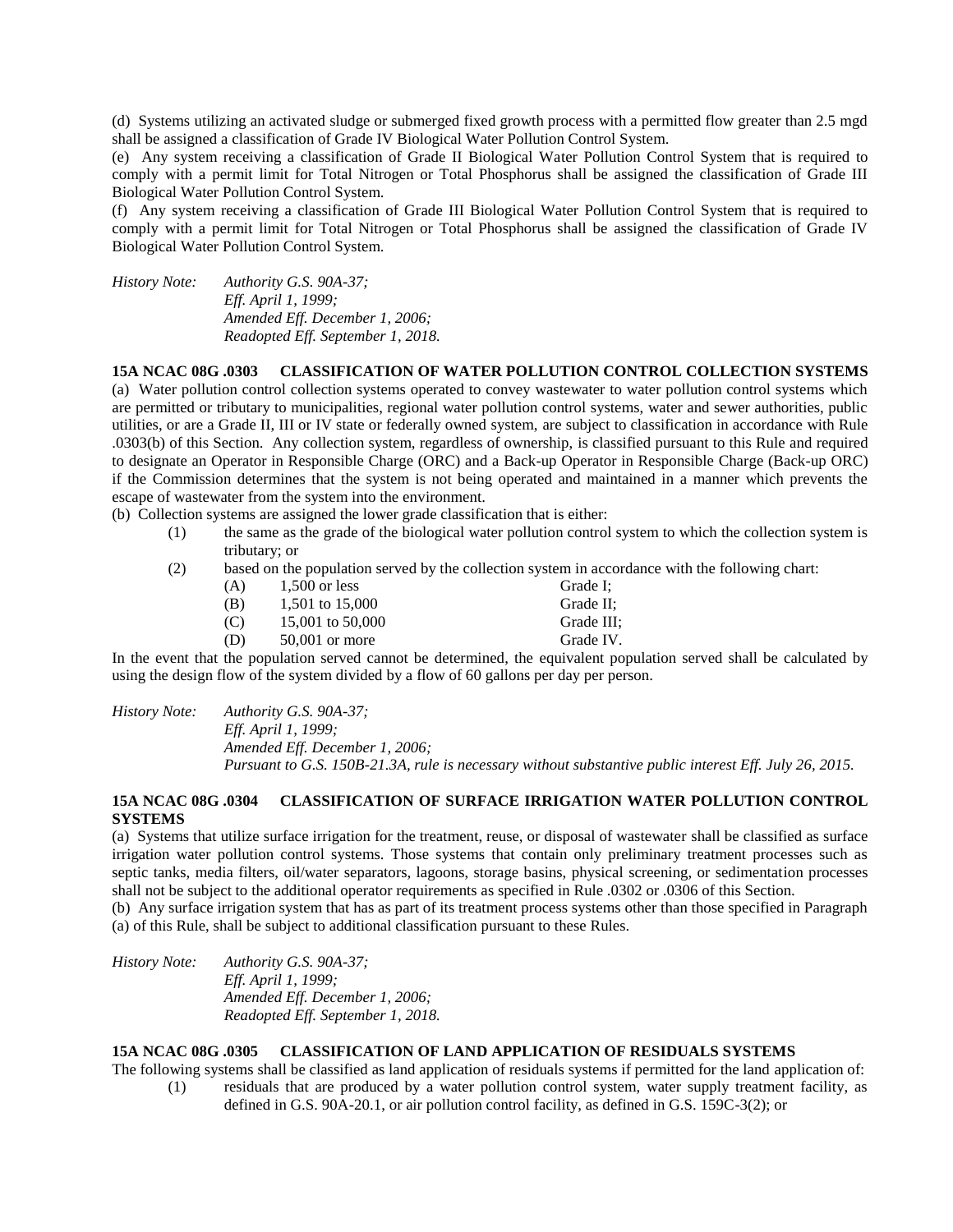(d) Systems utilizing an activated sludge or submerged fixed growth process with a permitted flow greater than 2.5 mgd shall be assigned a classification of Grade IV Biological Water Pollution Control System.

(e) Any system receiving a classification of Grade II Biological Water Pollution Control System that is required to comply with a permit limit for Total Nitrogen or Total Phosphorus shall be assigned the classification of Grade III Biological Water Pollution Control System.

(f) Any system receiving a classification of Grade III Biological Water Pollution Control System that is required to comply with a permit limit for Total Nitrogen or Total Phosphorus shall be assigned the classification of Grade IV Biological Water Pollution Control System.

*History Note: Authority G.S. 90A-37;*
*Eff. April 1, 1999;*
*Amended Eff. December 1, 2006;*
*Readopted Eff. September 1, 2018.*

**15A NCAC 08G .0303 CLASSIFICATION OF WATER POLLUTION CONTROL COLLECTION SYSTEMS**

(a) Water pollution control collection systems operated to convey wastewater to water pollution control systems which are permitted or tributary to municipalities, regional water pollution control systems, water and sewer authorities, public utilities, or are a Grade II, III or IV state or federally owned system, are subject to classification in accordance with Rule .0303(b) of this Section. Any collection system, regardless of ownership, is classified pursuant to this Rule and required to designate an Operator in Responsible Charge (ORC) and a Back-up Operator in Responsible Charge (Back-up ORC) if the Commission determines that the system is not being operated and maintained in a manner which prevents the escape of wastewater from the system into the environment.

(b) Collection systems are assigned the lower grade classification that is either:

(1) the same as the grade of the biological water pollution control system to which the collection system is tributary; or

(2) based on the population served by the collection system in accordance with the following chart:

(A) 1,500 or less — Grade I;
(B) 1,501 to 15,000 — Grade II;
(C) 15,001 to 50,000 — Grade III;
(D) 50,001 or more — Grade IV.

In the event that the population served cannot be determined, the equivalent population served shall be calculated by using the design flow of the system divided by a flow of 60 gallons per day per person.

*History Note: Authority G.S. 90A-37;*
*Eff. April 1, 1999;*
*Amended Eff. December 1, 2006;*
*Pursuant to G.S. 150B-21.3A, rule is necessary without substantive public interest Eff. July 26, 2015.*

**15A NCAC 08G .0304 CLASSIFICATION OF SURFACE IRRIGATION WATER POLLUTION CONTROL SYSTEMS**

(a) Systems that utilize surface irrigation for the treatment, reuse, or disposal of wastewater shall be classified as surface irrigation water pollution control systems. Those systems that contain only preliminary treatment processes such as septic tanks, media filters, oil/water separators, lagoons, storage basins, physical screening, or sedimentation processes shall not be subject to the additional operator requirements as specified in Rule .0302 or .0306 of this Section.

(b) Any surface irrigation system that has as part of its treatment process systems other than those specified in Paragraph (a) of this Rule, shall be subject to additional classification pursuant to these Rules.

*History Note: Authority G.S. 90A-37;*
*Eff. April 1, 1999;*
*Amended Eff. December 1, 2006;*
*Readopted Eff. September 1, 2018.*

**15A NCAC 08G .0305 CLASSIFICATION OF LAND APPLICATION OF RESIDUALS SYSTEMS**

The following systems shall be classified as land application of residuals systems if permitted for the land application of:

(1) residuals that are produced by a water pollution control system, water supply treatment facility, as defined in G.S. 90A-20.1, or air pollution control facility, as defined in G.S. 159C-3(2); or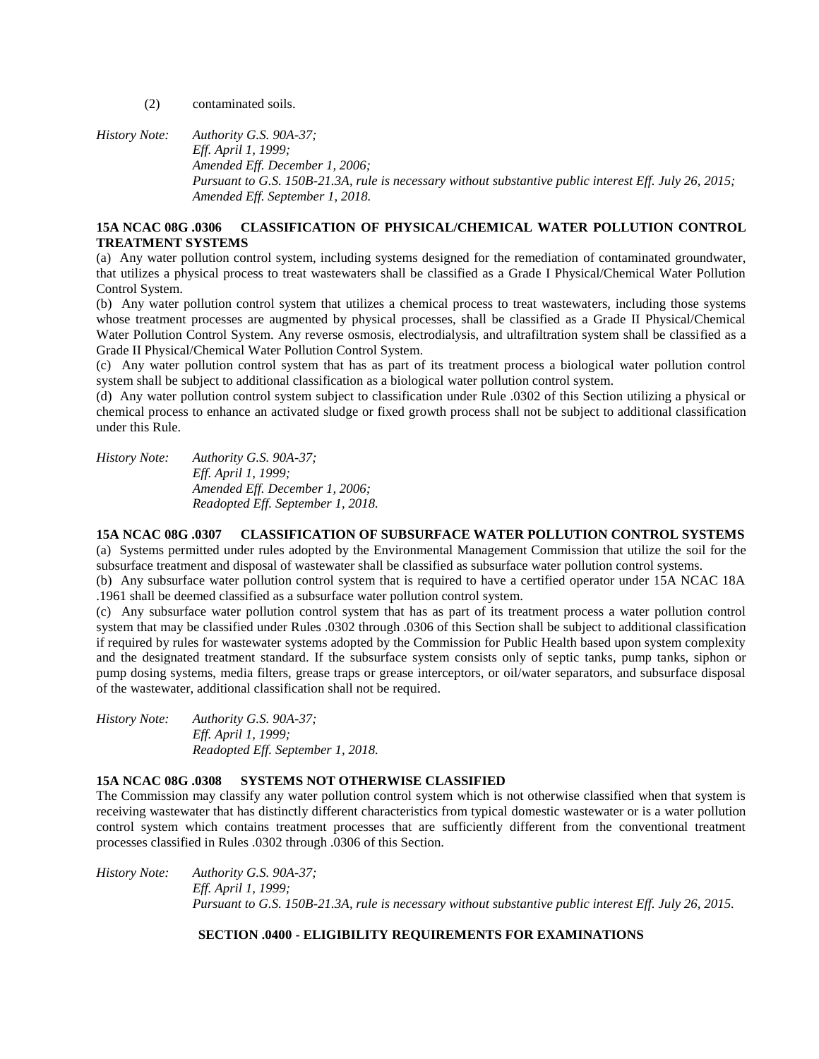(2) contaminated soils.

*History Note: Authority G.S. 90A-37;*
*Eff. April 1, 1999;*
*Amended Eff. December 1, 2006;*
*Pursuant to G.S. 150B-21.3A, rule is necessary without substantive public interest Eff. July 26, 2015;*
*Amended Eff. September 1, 2018.*

**15A NCAC 08G .0306 CLASSIFICATION OF PHYSICAL/CHEMICAL WATER POLLUTION CONTROL TREATMENT SYSTEMS**

(a) Any water pollution control system, including systems designed for the remediation of contaminated groundwater, that utilizes a physical process to treat wastewaters shall be classified as a Grade I Physical/Chemical Water Pollution Control System.

(b) Any water pollution control system that utilizes a chemical process to treat wastewaters, including those systems whose treatment processes are augmented by physical processes, shall be classified as a Grade II Physical/Chemical Water Pollution Control System. Any reverse osmosis, electrodialysis, and ultrafiltration system shall be classified as a Grade II Physical/Chemical Water Pollution Control System.

(c) Any water pollution control system that has as part of its treatment process a biological water pollution control system shall be subject to additional classification as a biological water pollution control system.

(d) Any water pollution control system subject to classification under Rule .0302 of this Section utilizing a physical or chemical process to enhance an activated sludge or fixed growth process shall not be subject to additional classification under this Rule.

*History Note: Authority G.S. 90A-37;*
*Eff. April 1, 1999;*
*Amended Eff. December 1, 2006;*
*Readopted Eff. September 1, 2018.*

**15A NCAC 08G .0307 CLASSIFICATION OF SUBSURFACE WATER POLLUTION CONTROL SYSTEMS**

(a) Systems permitted under rules adopted by the Environmental Management Commission that utilize the soil for the subsurface treatment and disposal of wastewater shall be classified as subsurface water pollution control systems.

(b) Any subsurface water pollution control system that is required to have a certified operator under 15A NCAC 18A .1961 shall be deemed classified as a subsurface water pollution control system.

(c) Any subsurface water pollution control system that has as part of its treatment process a water pollution control system that may be classified under Rules .0302 through .0306 of this Section shall be subject to additional classification if required by rules for wastewater systems adopted by the Commission for Public Health based upon system complexity and the designated treatment standard. If the subsurface system consists only of septic tanks, pump tanks, siphon or pump dosing systems, media filters, grease traps or grease interceptors, or oil/water separators, and subsurface disposal of the wastewater, additional classification shall not be required.

*History Note: Authority G.S. 90A-37;*
*Eff. April 1, 1999;*
*Readopted Eff. September 1, 2018.*

**15A NCAC 08G .0308 SYSTEMS NOT OTHERWISE CLASSIFIED**

The Commission may classify any water pollution control system which is not otherwise classified when that system is receiving wastewater that has distinctly different characteristics from typical domestic wastewater or is a water pollution control system which contains treatment processes that are sufficiently different from the conventional treatment processes classified in Rules .0302 through .0306 of this Section.

*History Note: Authority G.S. 90A-37;*
*Eff. April 1, 1999;*
*Pursuant to G.S. 150B-21.3A, rule is necessary without substantive public interest Eff. July 26, 2015.*

## SECTION .0400 - ELIGIBILITY REQUIREMENTS FOR EXAMINATIONS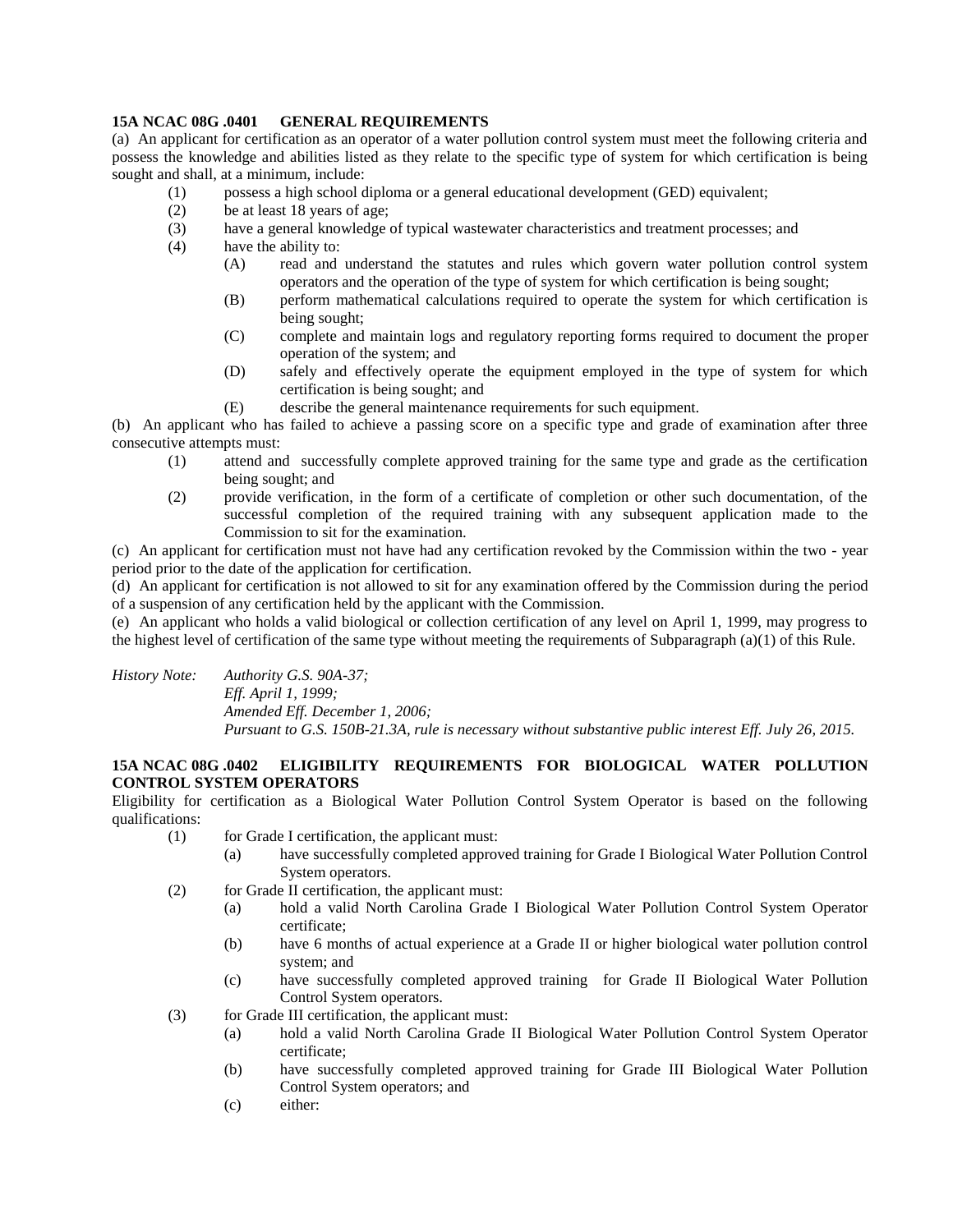**15A NCAC 08G .0401 GENERAL REQUIREMENTS**

(a) An applicant for certification as an operator of a water pollution control system must meet the following criteria and possess the knowledge and abilities listed as they relate to the specific type of system for which certification is being sought and shall, at a minimum, include:

- (1) possess a high school diploma or a general educational development (GED) equivalent;
- (2) be at least 18 years of age;
- (3) have a general knowledge of typical wastewater characteristics and treatment processes; and
- (4) have the ability to:
  - (A) read and understand the statutes and rules which govern water pollution control system operators and the operation of the type of system for which certification is being sought;
  - (B) perform mathematical calculations required to operate the system for which certification is being sought;
  - (C) complete and maintain logs and regulatory reporting forms required to document the proper operation of the system; and
  - (D) safely and effectively operate the equipment employed in the type of system for which certification is being sought; and
  - (E) describe the general maintenance requirements for such equipment.

(b) An applicant who has failed to achieve a passing score on a specific type and grade of examination after three consecutive attempts must:

- (1) attend and successfully complete approved training for the same type and grade as the certification being sought; and
- (2) provide verification, in the form of a certificate of completion or other such documentation, of the successful completion of the required training with any subsequent application made to the Commission to sit for the examination.

(c) An applicant for certification must not have had any certification revoked by the Commission within the two - year period prior to the date of the application for certification.

(d) An applicant for certification is not allowed to sit for any examination offered by the Commission during the period of a suspension of any certification held by the applicant with the Commission.

(e) An applicant who holds a valid biological or collection certification of any level on April 1, 1999, may progress to the highest level of certification of the same type without meeting the requirements of Subparagraph (a)(1) of this Rule.

*History Note: Authority G.S. 90A-37;*
*Eff. April 1, 1999;*
*Amended Eff. December 1, 2006;*
*Pursuant to G.S. 150B-21.3A, rule is necessary without substantive public interest Eff. July 26, 2015.*

**15A NCAC 08G .0402 ELIGIBILITY REQUIREMENTS FOR BIOLOGICAL WATER POLLUTION CONTROL SYSTEM OPERATORS**

Eligibility for certification as a Biological Water Pollution Control System Operator is based on the following qualifications:

- (1) for Grade I certification, the applicant must:
  - (a) have successfully completed approved training for Grade I Biological Water Pollution Control System operators.
- (2) for Grade II certification, the applicant must:
  - (a) hold a valid North Carolina Grade I Biological Water Pollution Control System Operator certificate;
  - (b) have 6 months of actual experience at a Grade II or higher biological water pollution control system; and
  - (c) have successfully completed approved training for Grade II Biological Water Pollution Control System operators.
- (3) for Grade III certification, the applicant must:
  - (a) hold a valid North Carolina Grade II Biological Water Pollution Control System Operator certificate;
  - (b) have successfully completed approved training for Grade III Biological Water Pollution Control System operators; and
  - (c) either: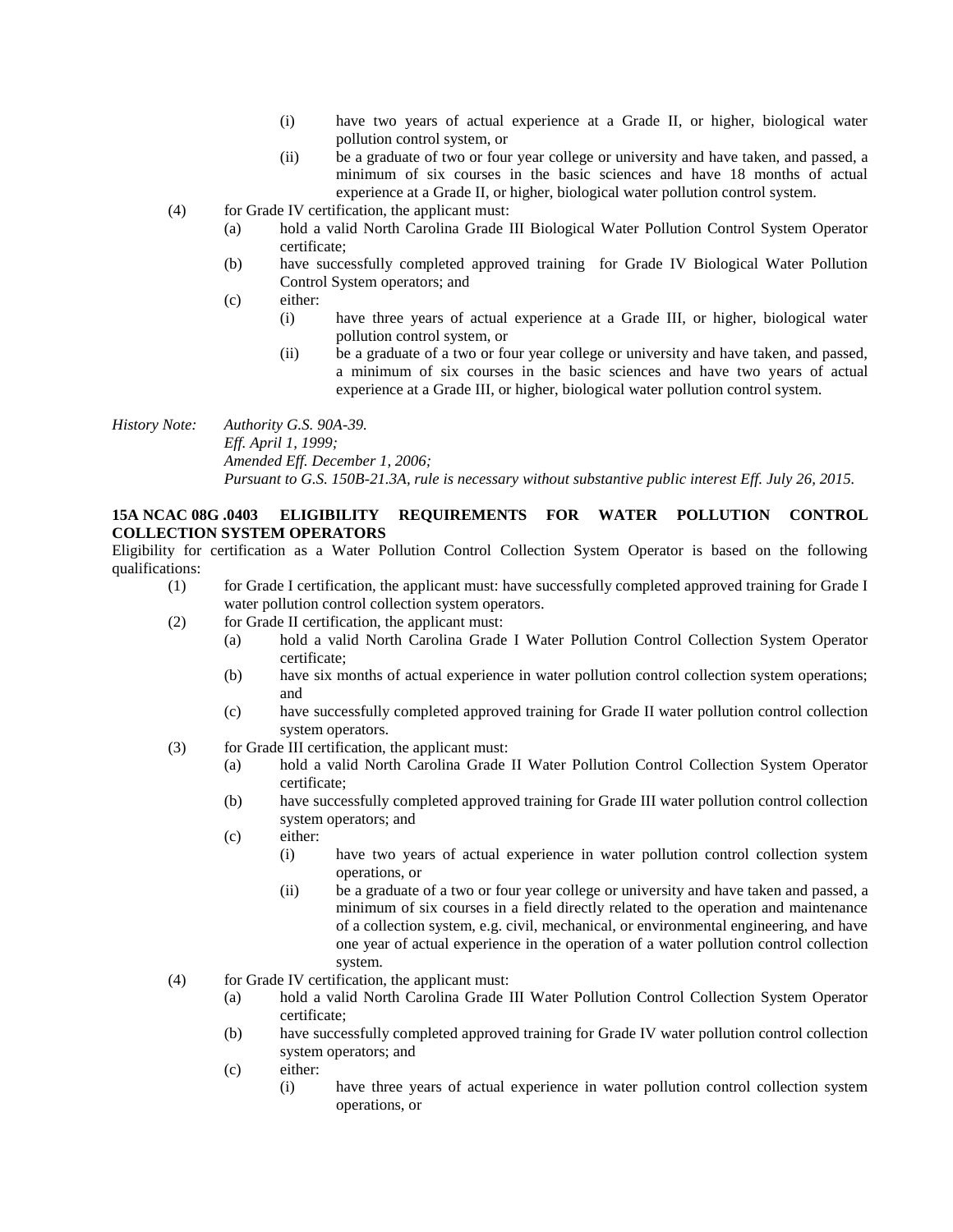- (i) have two years of actual experience at a Grade II, or higher, biological water pollution control system, or
    - (ii) be a graduate of two or four year college or university and have taken, and passed, a minimum of six courses in the basic sciences and have 18 months of actual experience at a Grade II, or higher, biological water pollution control system.

- (4) for Grade IV certification, the applicant must:
  - (a) hold a valid North Carolina Grade III Biological Water Pollution Control System Operator certificate;
  - (b) have successfully completed approved training for Grade IV Biological Water Pollution Control System operators; and
  - (c) either:
    - (i) have three years of actual experience at a Grade III, or higher, biological water pollution control system, or
    - (ii) be a graduate of a two or four year college or university and have taken, and passed, a minimum of six courses in the basic sciences and have two years of actual experience at a Grade III, or higher, biological water pollution control system.

*History Note: Authority G.S. 90A-39.*
*Eff. April 1, 1999;*
*Amended Eff. December 1, 2006;*
*Pursuant to G.S. 150B-21.3A, rule is necessary without substantive public interest Eff. July 26, 2015.*

**15A NCAC 08G .0403 ELIGIBILITY REQUIREMENTS FOR WATER POLLUTION CONTROL COLLECTION SYSTEM OPERATORS**

Eligibility for certification as a Water Pollution Control Collection System Operator is based on the following qualifications:

- (1) for Grade I certification, the applicant must: have successfully completed approved training for Grade I water pollution control collection system operators.
- (2) for Grade II certification, the applicant must:
  - (a) hold a valid North Carolina Grade I Water Pollution Control Collection System Operator certificate;
  - (b) have six months of actual experience in water pollution control collection system operations; and
  - (c) have successfully completed approved training for Grade II water pollution control collection system operators.
- (3) for Grade III certification, the applicant must:
  - (a) hold a valid North Carolina Grade II Water Pollution Control Collection System Operator certificate;
  - (b) have successfully completed approved training for Grade III water pollution control collection system operators; and
  - (c) either:
    - (i) have two years of actual experience in water pollution control collection system operations, or
    - (ii) be a graduate of a two or four year college or university and have taken and passed, a minimum of six courses in a field directly related to the operation and maintenance of a collection system, e.g. civil, mechanical, or environmental engineering, and have one year of actual experience in the operation of a water pollution control collection system.
- (4) for Grade IV certification, the applicant must:
  - (a) hold a valid North Carolina Grade III Water Pollution Control Collection System Operator certificate;
  - (b) have successfully completed approved training for Grade IV water pollution control collection system operators; and
  - (c) either:
    - (i) have three years of actual experience in water pollution control collection system operations, or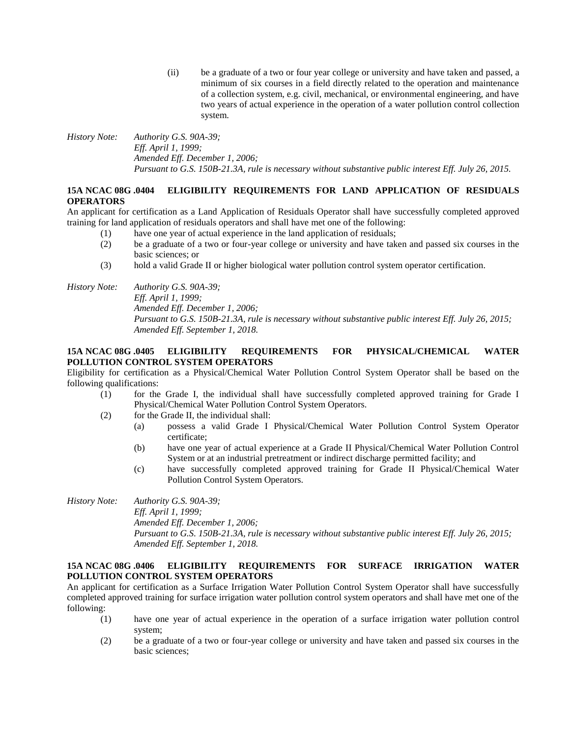(ii) be a graduate of a two or four year college or university and have taken and passed, a minimum of six courses in a field directly related to the operation and maintenance of a collection system, e.g. civil, mechanical, or environmental engineering, and have two years of actual experience in the operation of a water pollution control collection system.

*History Note: Authority G.S. 90A-39;*
*Eff. April 1, 1999;*
*Amended Eff. December 1, 2006;*
*Pursuant to G.S. 150B-21.3A, rule is necessary without substantive public interest Eff. July 26, 2015.*

**15A NCAC 08G .0404 ELIGIBILITY REQUIREMENTS FOR LAND APPLICATION OF RESIDUALS OPERATORS**

An applicant for certification as a Land Application of Residuals Operator shall have successfully completed approved training for land application of residuals operators and shall have met one of the following:

(1) have one year of actual experience in the land application of residuals;
(2) be a graduate of a two or four-year college or university and have taken and passed six courses in the basic sciences; or
(3) hold a valid Grade II or higher biological water pollution control system operator certification.

*History Note: Authority G.S. 90A-39;*
*Eff. April 1, 1999;*
*Amended Eff. December 1, 2006;*
*Pursuant to G.S. 150B-21.3A, rule is necessary without substantive public interest Eff. July 26, 2015;*
*Amended Eff. September 1, 2018.*

**15A NCAC 08G .0405 ELIGIBILITY REQUIREMENTS FOR PHYSICAL/CHEMICAL WATER POLLUTION CONTROL SYSTEM OPERATORS**

Eligibility for certification as a Physical/Chemical Water Pollution Control System Operator shall be based on the following qualifications:

(1) for the Grade I, the individual shall have successfully completed approved training for Grade I Physical/Chemical Water Pollution Control System Operators.
(2) for the Grade II, the individual shall:
   (a) possess a valid Grade I Physical/Chemical Water Pollution Control System Operator certificate;
   (b) have one year of actual experience at a Grade II Physical/Chemical Water Pollution Control System or at an industrial pretreatment or indirect discharge permitted facility; and
   (c) have successfully completed approved training for Grade II Physical/Chemical Water Pollution Control System Operators.

*History Note: Authority G.S. 90A-39;*
*Eff. April 1, 1999;*
*Amended Eff. December 1, 2006;*
*Pursuant to G.S. 150B-21.3A, rule is necessary without substantive public interest Eff. July 26, 2015;*
*Amended Eff. September 1, 2018.*

**15A NCAC 08G .0406 ELIGIBILITY REQUIREMENTS FOR SURFACE IRRIGATION WATER POLLUTION CONTROL SYSTEM OPERATORS**

An applicant for certification as a Surface Irrigation Water Pollution Control System Operator shall have successfully completed approved training for surface irrigation water pollution control system operators and shall have met one of the following:

(1) have one year of actual experience in the operation of a surface irrigation water pollution control system;
(2) be a graduate of a two or four-year college or university and have taken and passed six courses in the basic sciences;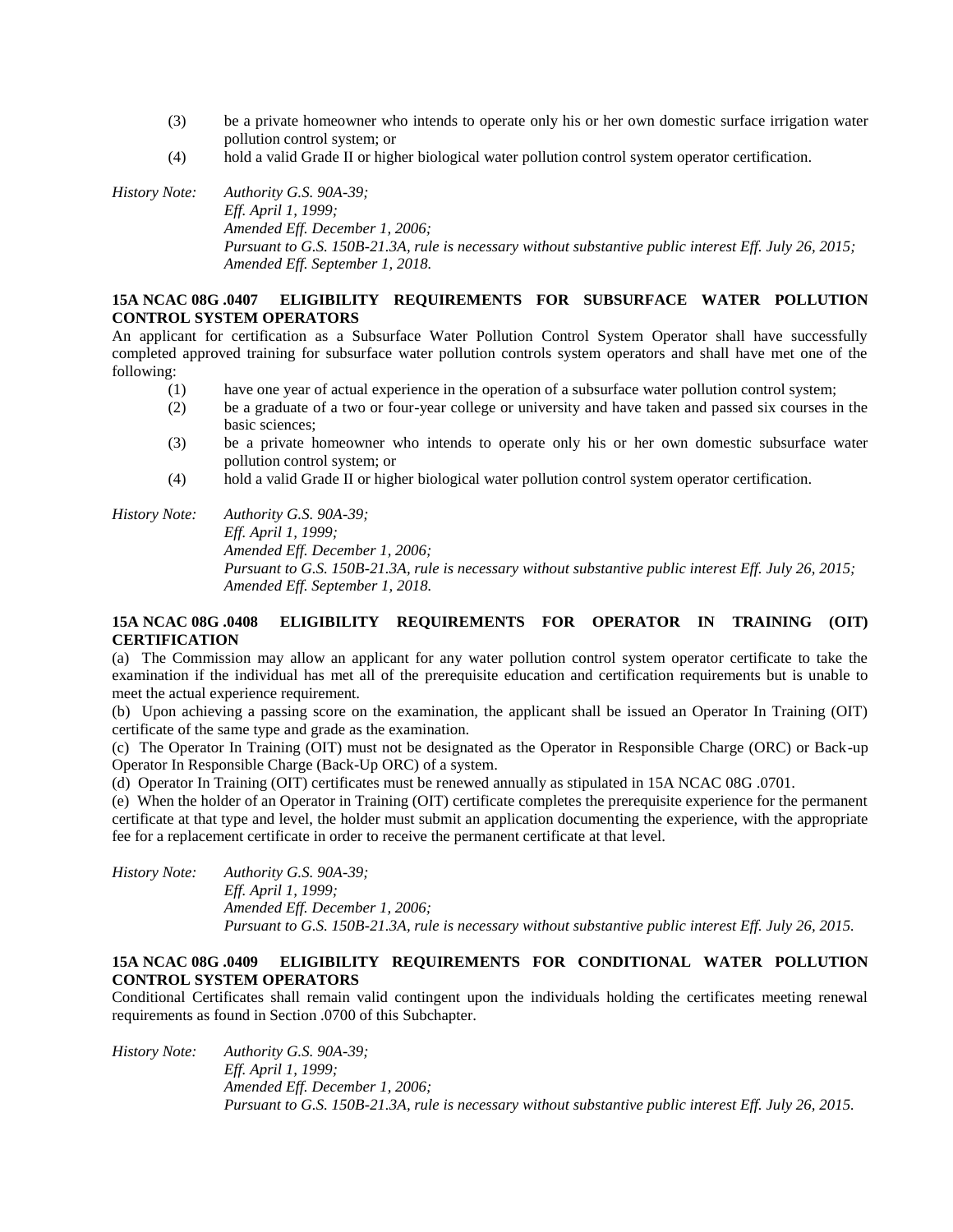(3) be a private homeowner who intends to operate only his or her own domestic surface irrigation water pollution control system; or

(4) hold a valid Grade II or higher biological water pollution control system operator certification.

*History Note: Authority G.S. 90A-39;*
*Eff. April 1, 1999;*
*Amended Eff. December 1, 2006;*
*Pursuant to G.S. 150B-21.3A, rule is necessary without substantive public interest Eff. July 26, 2015;*
*Amended Eff. September 1, 2018.*

**15A NCAC 08G .0407 ELIGIBILITY REQUIREMENTS FOR SUBSURFACE WATER POLLUTION CONTROL SYSTEM OPERATORS**

An applicant for certification as a Subsurface Water Pollution Control System Operator shall have successfully completed approved training for subsurface water pollution controls system operators and shall have met one of the following:

(1) have one year of actual experience in the operation of a subsurface water pollution control system;

(2) be a graduate of a two or four-year college or university and have taken and passed six courses in the basic sciences;

(3) be a private homeowner who intends to operate only his or her own domestic subsurface water pollution control system; or

(4) hold a valid Grade II or higher biological water pollution control system operator certification.

*History Note: Authority G.S. 90A-39;*
*Eff. April 1, 1999;*
*Amended Eff. December 1, 2006;*
*Pursuant to G.S. 150B-21.3A, rule is necessary without substantive public interest Eff. July 26, 2015;*
*Amended Eff. September 1, 2018.*

**15A NCAC 08G .0408 ELIGIBILITY REQUIREMENTS FOR OPERATOR IN TRAINING (OIT) CERTIFICATION**

(a) The Commission may allow an applicant for any water pollution control system operator certificate to take the examination if the individual has met all of the prerequisite education and certification requirements but is unable to meet the actual experience requirement.

(b) Upon achieving a passing score on the examination, the applicant shall be issued an Operator In Training (OIT) certificate of the same type and grade as the examination.

(c) The Operator In Training (OIT) must not be designated as the Operator in Responsible Charge (ORC) or Back-up Operator In Responsible Charge (Back-Up ORC) of a system.

(d) Operator In Training (OIT) certificates must be renewed annually as stipulated in 15A NCAC 08G .0701.

(e) When the holder of an Operator in Training (OIT) certificate completes the prerequisite experience for the permanent certificate at that type and level, the holder must submit an application documenting the experience, with the appropriate fee for a replacement certificate in order to receive the permanent certificate at that level.

*History Note: Authority G.S. 90A-39;*
*Eff. April 1, 1999;*
*Amended Eff. December 1, 2006;*
*Pursuant to G.S. 150B-21.3A, rule is necessary without substantive public interest Eff. July 26, 2015.*

**15A NCAC 08G .0409 ELIGIBILITY REQUIREMENTS FOR CONDITIONAL WATER POLLUTION CONTROL SYSTEM OPERATORS**

Conditional Certificates shall remain valid contingent upon the individuals holding the certificates meeting renewal requirements as found in Section .0700 of this Subchapter.

*History Note: Authority G.S. 90A-39;*
*Eff. April 1, 1999;*
*Amended Eff. December 1, 2006;*
*Pursuant to G.S. 150B-21.3A, rule is necessary without substantive public interest Eff. July 26, 2015.*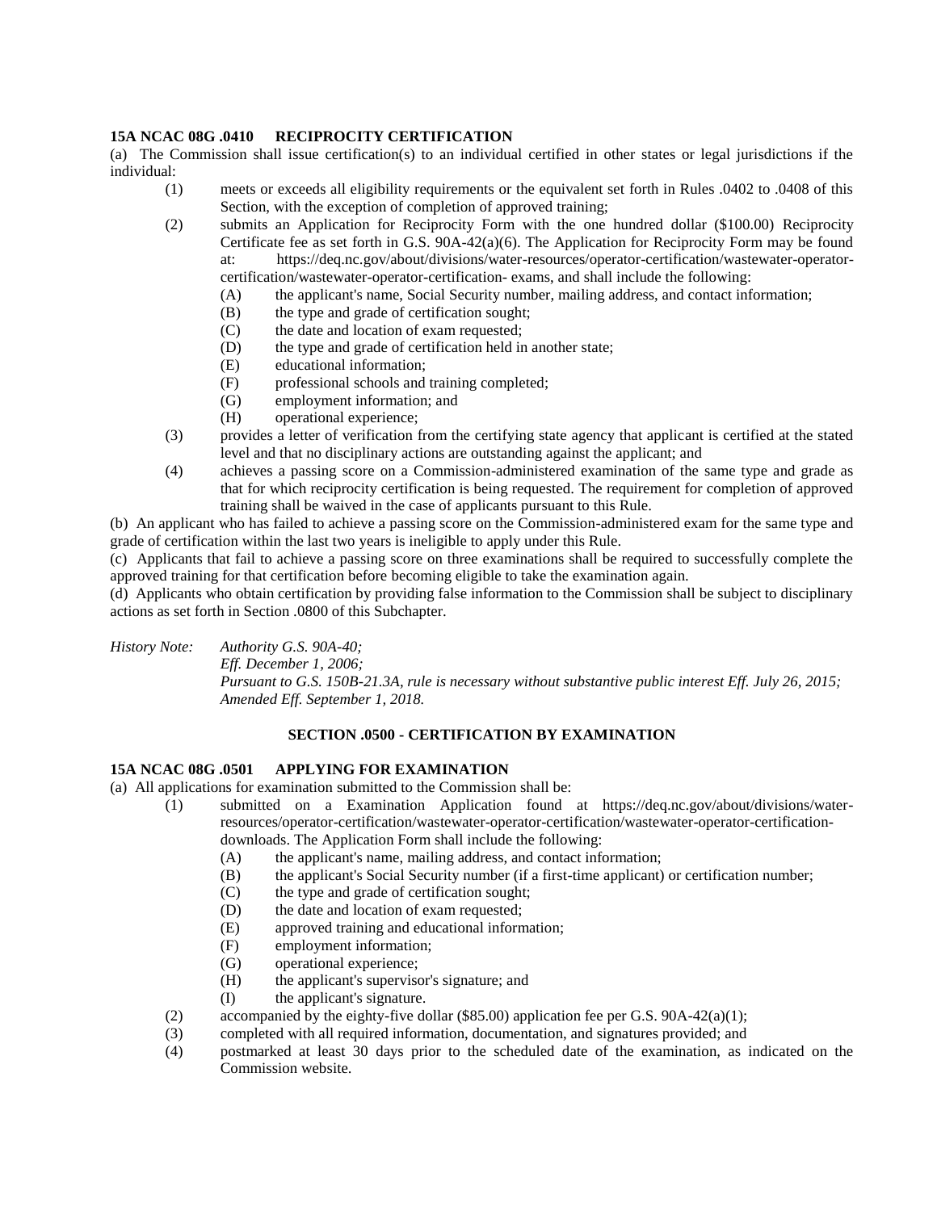### 15A NCAC 08G .0410 RECIPROCITY CERTIFICATION

(a) The Commission shall issue certification(s) to an individual certified in other states or legal jurisdictions if the individual:

- (1) meets or exceeds all eligibility requirements or the equivalent set forth in Rules .0402 to .0408 of this Section, with the exception of completion of approved training;
- (2) submits an Application for Reciprocity Form with the one hundred dollar ($100.00) Reciprocity Certificate fee as set forth in G.S. 90A-42(a)(6). The Application for Reciprocity Form may be found at: https://deq.nc.gov/about/divisions/water-resources/operator-certification/wastewater-operator-certification/wastewater-operator-certification- exams, and shall include the following:
  - (A) the applicant's name, Social Security number, mailing address, and contact information;
  - (B) the type and grade of certification sought;
  - (C) the date and location of exam requested;
  - (D) the type and grade of certification held in another state;
  - (E) educational information;
  - (F) professional schools and training completed;
  - (G) employment information; and
  - (H) operational experience;
- (3) provides a letter of verification from the certifying state agency that applicant is certified at the stated level and that no disciplinary actions are outstanding against the applicant; and
- (4) achieves a passing score on a Commission-administered examination of the same type and grade as that for which reciprocity certification is being requested. The requirement for completion of approved training shall be waived in the case of applicants pursuant to this Rule.

(b) An applicant who has failed to achieve a passing score on the Commission-administered exam for the same type and grade of certification within the last two years is ineligible to apply under this Rule.

(c) Applicants that fail to achieve a passing score on three examinations shall be required to successfully complete the approved training for that certification before becoming eligible to take the examination again.

(d) Applicants who obtain certification by providing false information to the Commission shall be subject to disciplinary actions as set forth in Section .0800 of this Subchapter.

*History Note: Authority G.S. 90A-40;*
*Eff. December 1, 2006;*
*Pursuant to G.S. 150B-21.3A, rule is necessary without substantive public interest Eff. July 26, 2015;*
*Amended Eff. September 1, 2018.*

## SECTION .0500 - CERTIFICATION BY EXAMINATION

### 15A NCAC 08G .0501 APPLYING FOR EXAMINATION

(a) All applications for examination submitted to the Commission shall be:

- (1) submitted on a Examination Application found at https://deq.nc.gov/about/divisions/water-resources/operator-certification/wastewater-operator-certification/wastewater-operator-certification-downloads. The Application Form shall include the following:
  - (A) the applicant's name, mailing address, and contact information;
  - (B) the applicant's Social Security number (if a first-time applicant) or certification number;
  - (C) the type and grade of certification sought;
  - (D) the date and location of exam requested;
  - (E) approved training and educational information;
  - (F) employment information;
  - (G) operational experience;
  - (H) the applicant's supervisor's signature; and
  - (I) the applicant's signature.
- (2) accompanied by the eighty-five dollar ($85.00) application fee per G.S. 90A-42(a)(1);
- (3) completed with all required information, documentation, and signatures provided; and
- (4) postmarked at least 30 days prior to the scheduled date of the examination, as indicated on the Commission website.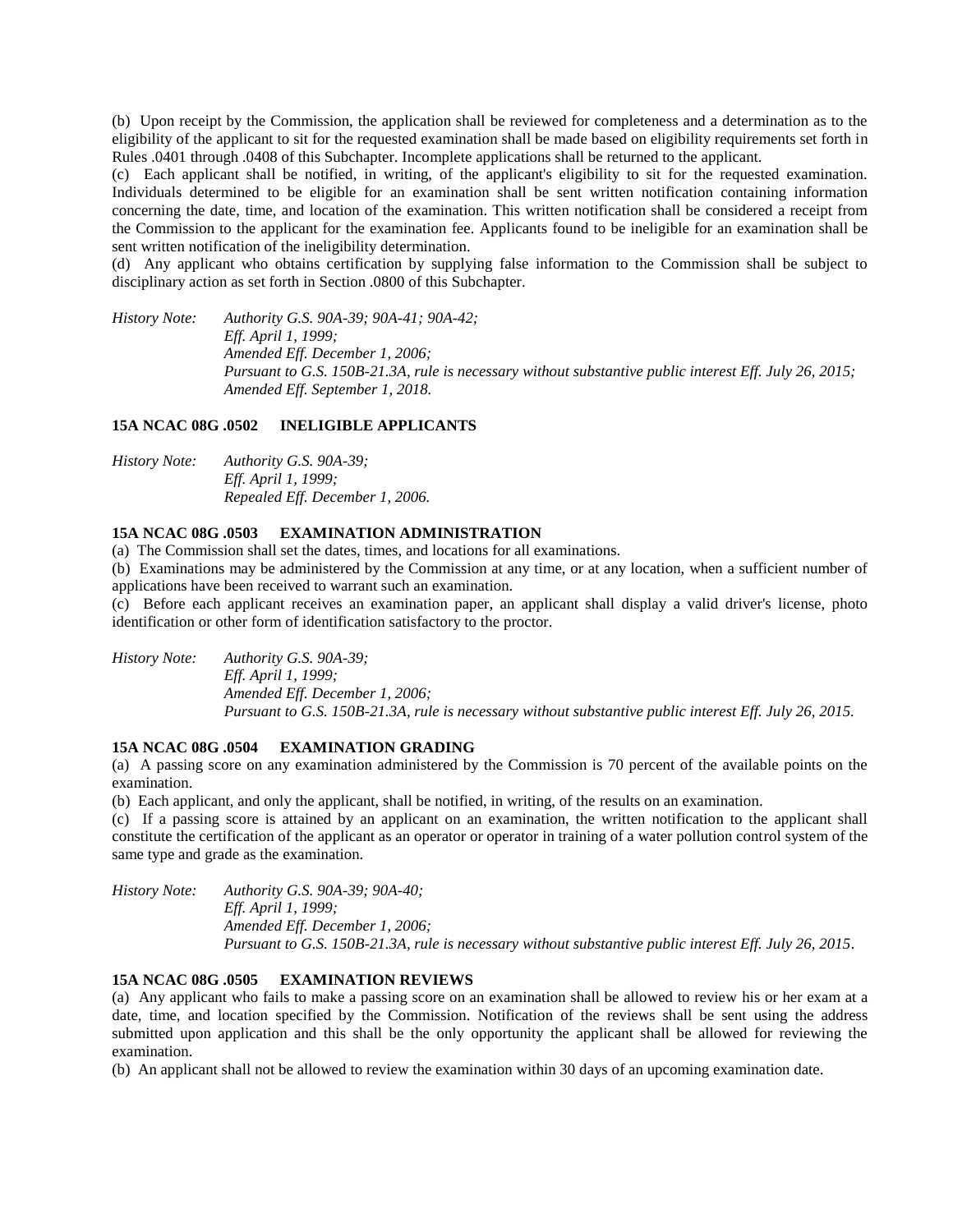(b) Upon receipt by the Commission, the application shall be reviewed for completeness and a determination as to the eligibility of the applicant to sit for the requested examination shall be made based on eligibility requirements set forth in Rules .0401 through .0408 of this Subchapter. Incomplete applications shall be returned to the applicant.

(c) Each applicant shall be notified, in writing, of the applicant's eligibility to sit for the requested examination. Individuals determined to be eligible for an examination shall be sent written notification containing information concerning the date, time, and location of the examination. This written notification shall be considered a receipt from the Commission to the applicant for the examination fee. Applicants found to be ineligible for an examination shall be sent written notification of the ineligibility determination.

(d) Any applicant who obtains certification by supplying false information to the Commission shall be subject to disciplinary action as set forth in Section .0800 of this Subchapter.

*History Note: Authority G.S. 90A-39; 90A-41; 90A-42;*
*Eff. April 1, 1999;*
*Amended Eff. December 1, 2006;*
*Pursuant to G.S. 150B-21.3A, rule is necessary without substantive public interest Eff. July 26, 2015;*
*Amended Eff. September 1, 2018.*

**15A NCAC 08G .0502 INELIGIBLE APPLICANTS**

*History Note: Authority G.S. 90A-39;*
*Eff. April 1, 1999;*
*Repealed Eff. December 1, 2006.*

**15A NCAC 08G .0503 EXAMINATION ADMINISTRATION**

(a) The Commission shall set the dates, times, and locations for all examinations.

(b) Examinations may be administered by the Commission at any time, or at any location, when a sufficient number of applications have been received to warrant such an examination.

(c) Before each applicant receives an examination paper, an applicant shall display a valid driver's license, photo identification or other form of identification satisfactory to the proctor.

*History Note: Authority G.S. 90A-39;*
*Eff. April 1, 1999;*
*Amended Eff. December 1, 2006;*
*Pursuant to G.S. 150B-21.3A, rule is necessary without substantive public interest Eff. July 26, 2015.*

**15A NCAC 08G .0504 EXAMINATION GRADING**

(a) A passing score on any examination administered by the Commission is 70 percent of the available points on the examination.

(b) Each applicant, and only the applicant, shall be notified, in writing, of the results on an examination.

(c) If a passing score is attained by an applicant on an examination, the written notification to the applicant shall constitute the certification of the applicant as an operator or operator in training of a water pollution control system of the same type and grade as the examination.

*History Note: Authority G.S. 90A-39; 90A-40;*
*Eff. April 1, 1999;*
*Amended Eff. December 1, 2006;*
*Pursuant to G.S. 150B-21.3A, rule is necessary without substantive public interest Eff. July 26, 2015.*

**15A NCAC 08G .0505 EXAMINATION REVIEWS**

(a) Any applicant who fails to make a passing score on an examination shall be allowed to review his or her exam at a date, time, and location specified by the Commission. Notification of the reviews shall be sent using the address submitted upon application and this shall be the only opportunity the applicant shall be allowed for reviewing the examination.

(b) An applicant shall not be allowed to review the examination within 30 days of an upcoming examination date.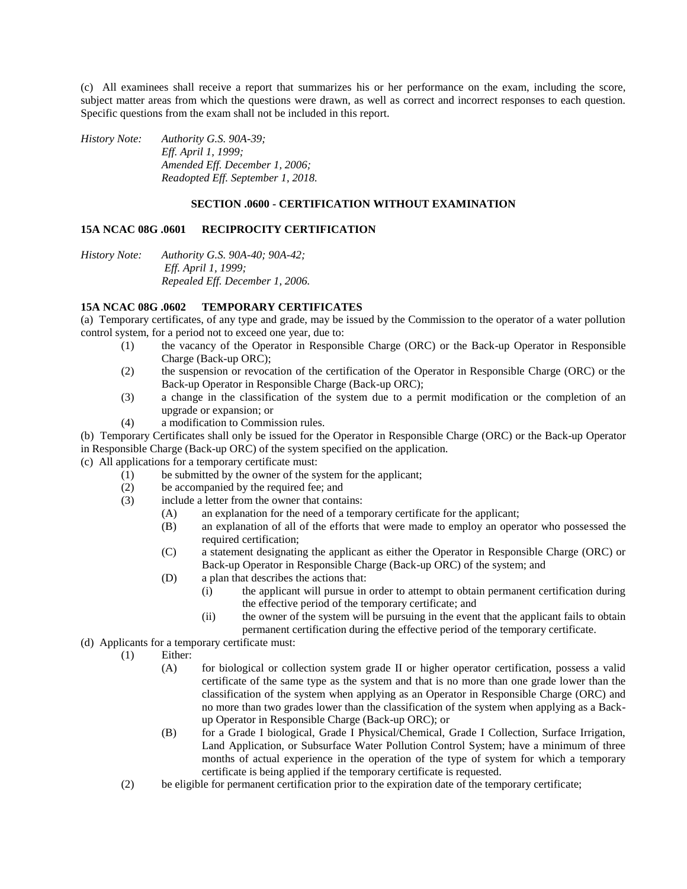(c) All examinees shall receive a report that summarizes his or her performance on the exam, including the score, subject matter areas from which the questions were drawn, as well as correct and incorrect responses to each question. Specific questions from the exam shall not be included in this report.

*History Note: Authority G.S. 90A-39;*
*Eff. April 1, 1999;*
*Amended Eff. December 1, 2006;*
*Readopted Eff. September 1, 2018.*

## SECTION .0600 - CERTIFICATION WITHOUT EXAMINATION

### 15A NCAC 08G .0601 RECIPROCITY CERTIFICATION

*History Note: Authority G.S. 90A-40; 90A-42;*
*Eff. April 1, 1999;*
*Repealed Eff. December 1, 2006.*

### 15A NCAC 08G .0602 TEMPORARY CERTIFICATES

(a) Temporary certificates, of any type and grade, may be issued by the Commission to the operator of a water pollution control system, for a period not to exceed one year, due to:

- (1) the vacancy of the Operator in Responsible Charge (ORC) or the Back-up Operator in Responsible Charge (Back-up ORC);
- (2) the suspension or revocation of the certification of the Operator in Responsible Charge (ORC) or the Back-up Operator in Responsible Charge (Back-up ORC);
- (3) a change in the classification of the system due to a permit modification or the completion of an upgrade or expansion; or
- (4) a modification to Commission rules.

(b) Temporary Certificates shall only be issued for the Operator in Responsible Charge (ORC) or the Back-up Operator in Responsible Charge (Back-up ORC) of the system specified on the application.

(c) All applications for a temporary certificate must:

- (1) be submitted by the owner of the system for the applicant;
- (2) be accompanied by the required fee; and
- (3) include a letter from the owner that contains:
  - (A) an explanation for the need of a temporary certificate for the applicant;
  - (B) an explanation of all of the efforts that were made to employ an operator who possessed the required certification;
  - (C) a statement designating the applicant as either the Operator in Responsible Charge (ORC) or Back-up Operator in Responsible Charge (Back-up ORC) of the system; and
  - (D) a plan that describes the actions that:
    - (i) the applicant will pursue in order to attempt to obtain permanent certification during the effective period of the temporary certificate; and
    - (ii) the owner of the system will be pursuing in the event that the applicant fails to obtain permanent certification during the effective period of the temporary certificate.

(d) Applicants for a temporary certificate must:

- (1) Either:
  - (A) for biological or collection system grade II or higher operator certification, possess a valid certificate of the same type as the system and that is no more than one grade lower than the classification of the system when applying as an Operator in Responsible Charge (ORC) and no more than two grades lower than the classification of the system when applying as a Back-up Operator in Responsible Charge (Back-up ORC); or
  - (B) for a Grade I biological, Grade I Physical/Chemical, Grade I Collection, Surface Irrigation, Land Application, or Subsurface Water Pollution Control System; have a minimum of three months of actual experience in the operation of the type of system for which a temporary certificate is being applied if the temporary certificate is requested.
- (2) be eligible for permanent certification prior to the expiration date of the temporary certificate;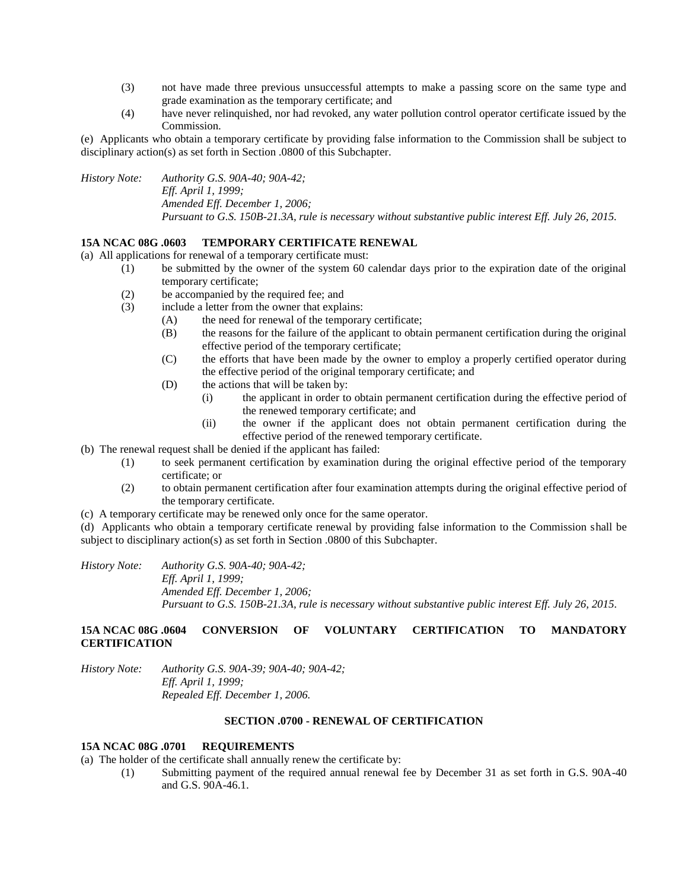(3) not have made three previous unsuccessful attempts to make a passing score on the same type and grade examination as the temporary certificate; and

(4) have never relinquished, nor had revoked, any water pollution control operator certificate issued by the Commission.

(e) Applicants who obtain a temporary certificate by providing false information to the Commission shall be subject to disciplinary action(s) as set forth in Section .0800 of this Subchapter.

*History Note: Authority G.S. 90A-40; 90A-42;*
*Eff. April 1, 1999;*
*Amended Eff. December 1, 2006;*
*Pursuant to G.S. 150B-21.3A, rule is necessary without substantive public interest Eff. July 26, 2015.*

**15A NCAC 08G .0603 TEMPORARY CERTIFICATE RENEWAL**

(a) All applications for renewal of a temporary certificate must:

(1) be submitted by the owner of the system 60 calendar days prior to the expiration date of the original temporary certificate;

(2) be accompanied by the required fee; and

(3) include a letter from the owner that explains:

  (A) the need for renewal of the temporary certificate;

  (B) the reasons for the failure of the applicant to obtain permanent certification during the original effective period of the temporary certificate;

  (C) the efforts that have been made by the owner to employ a properly certified operator during the effective period of the original temporary certificate; and

  (D) the actions that will be taken by:

    (i) the applicant in order to obtain permanent certification during the effective period of the renewed temporary certificate; and

    (ii) the owner if the applicant does not obtain permanent certification during the effective period of the renewed temporary certificate.

(b) The renewal request shall be denied if the applicant has failed:

(1) to seek permanent certification by examination during the original effective period of the temporary certificate; or

(2) to obtain permanent certification after four examination attempts during the original effective period of the temporary certificate.

(c) A temporary certificate may be renewed only once for the same operator.

(d) Applicants who obtain a temporary certificate renewal by providing false information to the Commission shall be subject to disciplinary action(s) as set forth in Section .0800 of this Subchapter.

*History Note: Authority G.S. 90A-40; 90A-42;*
*Eff. April 1, 1999;*
*Amended Eff. December 1, 2006;*
*Pursuant to G.S. 150B-21.3A, rule is necessary without substantive public interest Eff. July 26, 2015.*

**15A NCAC 08G .0604 CONVERSION OF VOLUNTARY CERTIFICATION TO MANDATORY CERTIFICATION**

*History Note: Authority G.S. 90A-39; 90A-40; 90A-42;*
*Eff. April 1, 1999;*
*Repealed Eff. December 1, 2006.*

**SECTION .0700 - RENEWAL OF CERTIFICATION**

**15A NCAC 08G .0701 REQUIREMENTS**

(a) The holder of the certificate shall annually renew the certificate by:

(1) Submitting payment of the required annual renewal fee by December 31 as set forth in G.S. 90A-40 and G.S. 90A-46.1.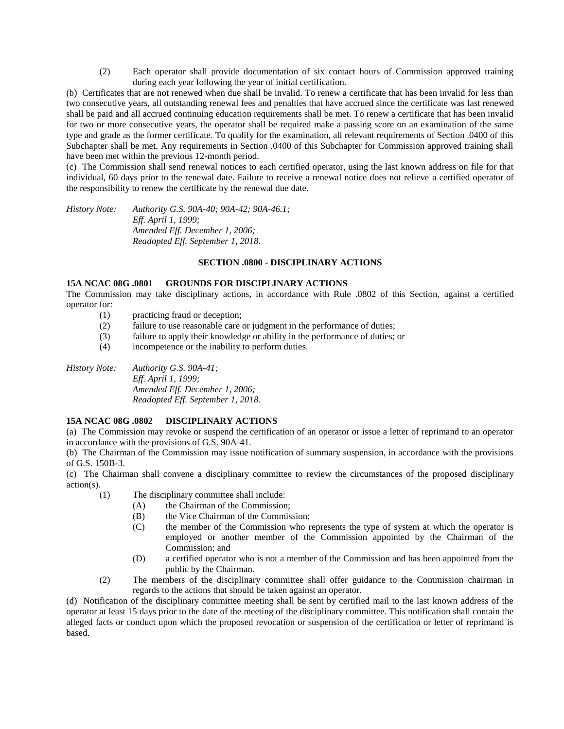(2) Each operator shall provide documentation of six contact hours of Commission approved training during each year following the year of initial certification.

(b) Certificates that are not renewed when due shall be invalid. To renew a certificate that has been invalid for less than two consecutive years, all outstanding renewal fees and penalties that have accrued since the certificate was last renewed shall be paid and all accrued continuing education requirements shall be met. To renew a certificate that has been invalid for two or more consecutive years, the operator shall be required make a passing score on an examination of the same type and grade as the former certificate. To qualify for the examination, all relevant requirements of Section .0400 of this Subchapter shall be met. Any requirements in Section .0400 of this Subchapter for Commission approved training shall have been met within the previous 12-month period.

(c) The Commission shall send renewal notices to each certified operator, using the last known address on file for that individual, 60 days prior to the renewal date. Failure to receive a renewal notice does not relieve a certified operator of the responsibility to renew the certificate by the renewal due date.

*History Note: Authority G.S. 90A-40; 90A-42; 90A-46.1;*
*Eff. April 1, 1999;*
*Amended Eff. December 1, 2006;*
*Readopted Eff. September 1, 2018.*

## SECTION .0800 - DISCIPLINARY ACTIONS

### 15A NCAC 08G .0801 GROUNDS FOR DISCIPLINARY ACTIONS

The Commission may take disciplinary actions, in accordance with Rule .0802 of this Section, against a certified operator for:

(1) practicing fraud or deception;
(2) failure to use reasonable care or judgment in the performance of duties;
(3) failure to apply their knowledge or ability in the performance of duties; or
(4) incompetence or the inability to perform duties.

*History Note: Authority G.S. 90A-41;*
*Eff. April 1, 1999;*
*Amended Eff. December 1, 2006;*
*Readopted Eff. September 1, 2018.*

### 15A NCAC 08G .0802 DISCIPLINARY ACTIONS

(a) The Commission may revoke or suspend the certification of an operator or issue a letter of reprimand to an operator in accordance with the provisions of G.S. 90A-41.

(b) The Chairman of the Commission may issue notification of summary suspension, in accordance with the provisions of G.S. 150B-3.

(c) The Chairman shall convene a disciplinary committee to review the circumstances of the proposed disciplinary action(s).

(1) The disciplinary committee shall include:
  (A) the Chairman of the Commission;
  (B) the Vice Chairman of the Commission;
  (C) the member of the Commission who represents the type of system at which the operator is employed or another member of the Commission appointed by the Chairman of the Commission; and
  (D) a certified operator who is not a member of the Commission and has been appointed from the public by the Chairman.

(2) The members of the disciplinary committee shall offer guidance to the Commission chairman in regards to the actions that should be taken against an operator.

(d) Notification of the disciplinary committee meeting shall be sent by certified mail to the last known address of the operator at least 15 days prior to the date of the meeting of the disciplinary committee. This notification shall contain the alleged facts or conduct upon which the proposed revocation or suspension of the certification or letter of reprimand is based.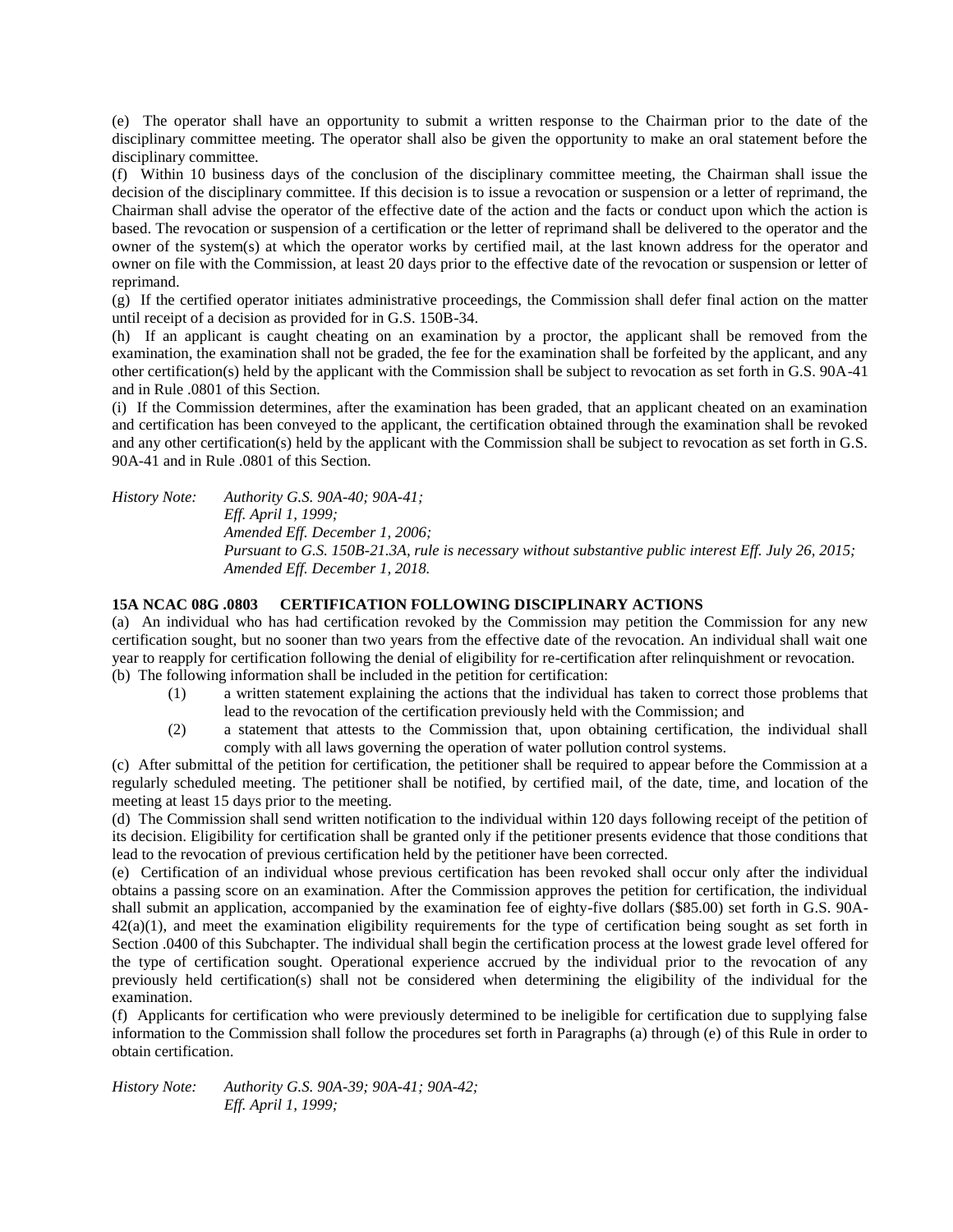(e) The operator shall have an opportunity to submit a written response to the Chairman prior to the date of the disciplinary committee meeting. The operator shall also be given the opportunity to make an oral statement before the disciplinary committee.

(f) Within 10 business days of the conclusion of the disciplinary committee meeting, the Chairman shall issue the decision of the disciplinary committee. If this decision is to issue a revocation or suspension or a letter of reprimand, the Chairman shall advise the operator of the effective date of the action and the facts or conduct upon which the action is based. The revocation or suspension of a certification or the letter of reprimand shall be delivered to the operator and the owner of the system(s) at which the operator works by certified mail, at the last known address for the operator and owner on file with the Commission, at least 20 days prior to the effective date of the revocation or suspension or letter of reprimand.

(g) If the certified operator initiates administrative proceedings, the Commission shall defer final action on the matter until receipt of a decision as provided for in G.S. 150B-34.

(h) If an applicant is caught cheating on an examination by a proctor, the applicant shall be removed from the examination, the examination shall not be graded, the fee for the examination shall be forfeited by the applicant, and any other certification(s) held by the applicant with the Commission shall be subject to revocation as set forth in G.S. 90A-41 and in Rule .0801 of this Section.

(i) If the Commission determines, after the examination has been graded, that an applicant cheated on an examination and certification has been conveyed to the applicant, the certification obtained through the examination shall be revoked and any other certification(s) held by the applicant with the Commission shall be subject to revocation as set forth in G.S. 90A-41 and in Rule .0801 of this Section.

*History Note: Authority G.S. 90A-40; 90A-41;*
*Eff. April 1, 1999;*
*Amended Eff. December 1, 2006;*
*Pursuant to G.S. 150B-21.3A, rule is necessary without substantive public interest Eff. July 26, 2015;*
*Amended Eff. December 1, 2018.*

**15A NCAC 08G .0803 CERTIFICATION FOLLOWING DISCIPLINARY ACTIONS**

(a) An individual who has had certification revoked by the Commission may petition the Commission for any new certification sought, but no sooner than two years from the effective date of the revocation. An individual shall wait one year to reapply for certification following the denial of eligibility for re-certification after relinquishment or revocation.

(b) The following information shall be included in the petition for certification:

(1) a written statement explaining the actions that the individual has taken to correct those problems that lead to the revocation of the certification previously held with the Commission; and

(2) a statement that attests to the Commission that, upon obtaining certification, the individual shall comply with all laws governing the operation of water pollution control systems.

(c) After submittal of the petition for certification, the petitioner shall be required to appear before the Commission at a regularly scheduled meeting. The petitioner shall be notified, by certified mail, of the date, time, and location of the meeting at least 15 days prior to the meeting.

(d) The Commission shall send written notification to the individual within 120 days following receipt of the petition of its decision. Eligibility for certification shall be granted only if the petitioner presents evidence that those conditions that lead to the revocation of previous certification held by the petitioner have been corrected.

(e) Certification of an individual whose previous certification has been revoked shall occur only after the individual obtains a passing score on an examination. After the Commission approves the petition for certification, the individual shall submit an application, accompanied by the examination fee of eighty-five dollars ($85.00) set forth in G.S. 90A-42(a)(1), and meet the examination eligibility requirements for the type of certification being sought as set forth in Section .0400 of this Subchapter. The individual shall begin the certification process at the lowest grade level offered for the type of certification sought. Operational experience accrued by the individual prior to the revocation of any previously held certification(s) shall not be considered when determining the eligibility of the individual for the examination.

(f) Applicants for certification who were previously determined to be ineligible for certification due to supplying false information to the Commission shall follow the procedures set forth in Paragraphs (a) through (e) of this Rule in order to obtain certification.

*History Note: Authority G.S. 90A-39; 90A-41; 90A-42;*
*Eff. April 1, 1999;*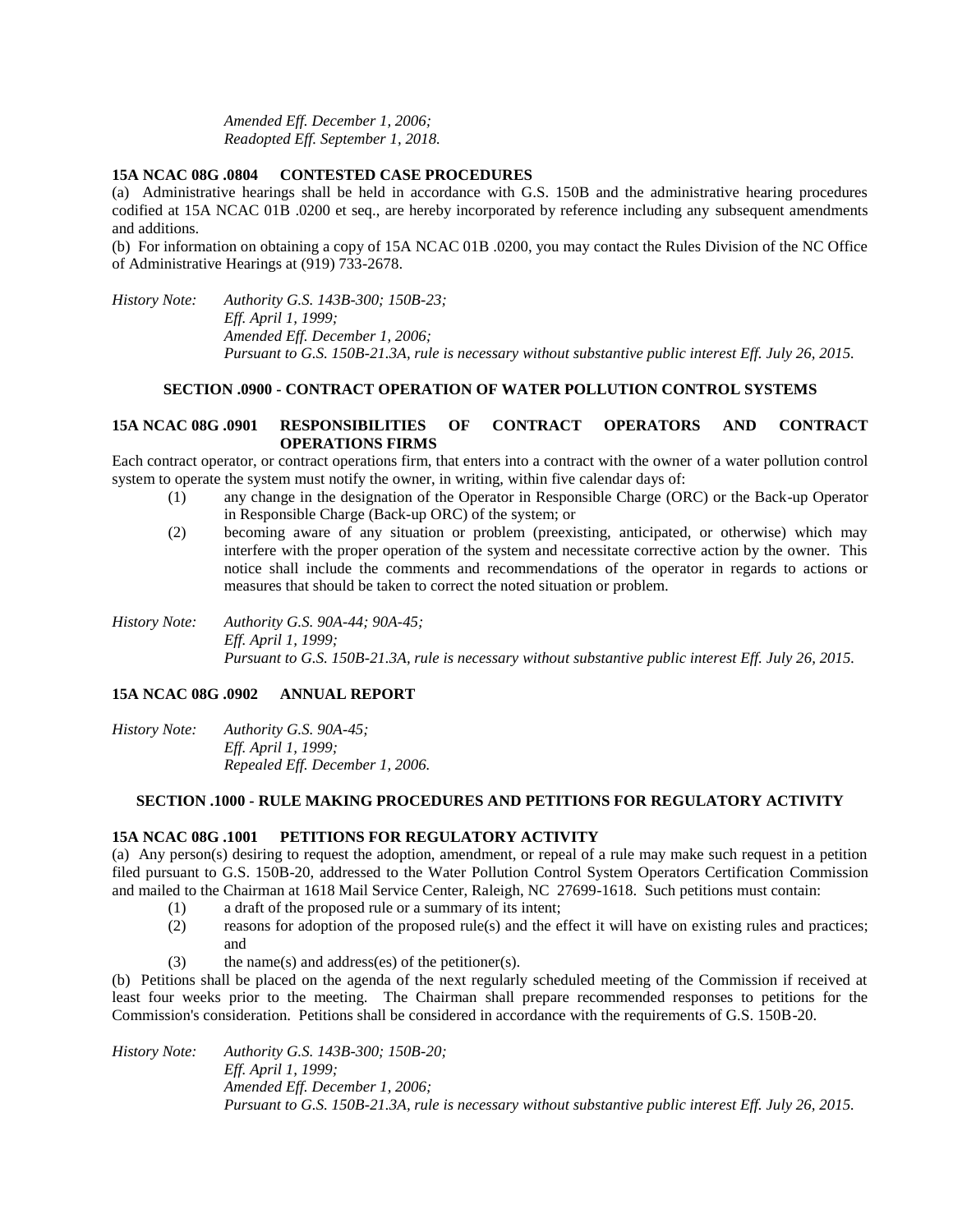*Amended Eff. December 1, 2006;*
*Readopted Eff. September 1, 2018.*

**15A NCAC 08G .0804 CONTESTED CASE PROCEDURES**

(a) Administrative hearings shall be held in accordance with G.S. 150B and the administrative hearing procedures codified at 15A NCAC 01B .0200 et seq., are hereby incorporated by reference including any subsequent amendments and additions.

(b) For information on obtaining a copy of 15A NCAC 01B .0200, you may contact the Rules Division of the NC Office of Administrative Hearings at (919) 733-2678.

*History Note: Authority G.S. 143B-300; 150B-23;*
*Eff. April 1, 1999;*
*Amended Eff. December 1, 2006;*
*Pursuant to G.S. 150B-21.3A, rule is necessary without substantive public interest Eff. July 26, 2015.*

## SECTION .0900 - CONTRACT OPERATION OF WATER POLLUTION CONTROL SYSTEMS

**15A NCAC 08G .0901 RESPONSIBILITIES OF CONTRACT OPERATORS AND CONTRACT OPERATIONS FIRMS**

Each contract operator, or contract operations firm, that enters into a contract with the owner of a water pollution control system to operate the system must notify the owner, in writing, within five calendar days of:

(1) any change in the designation of the Operator in Responsible Charge (ORC) or the Back-up Operator in Responsible Charge (Back-up ORC) of the system; or

(2) becoming aware of any situation or problem (preexisting, anticipated, or otherwise) which may interfere with the proper operation of the system and necessitate corrective action by the owner. This notice shall include the comments and recommendations of the operator in regards to actions or measures that should be taken to correct the noted situation or problem.

*History Note: Authority G.S. 90A-44; 90A-45;*
*Eff. April 1, 1999;*
*Pursuant to G.S. 150B-21.3A, rule is necessary without substantive public interest Eff. July 26, 2015.*

**15A NCAC 08G .0902 ANNUAL REPORT**

*History Note: Authority G.S. 90A-45;*
*Eff. April 1, 1999;*
*Repealed Eff. December 1, 2006.*

## SECTION .1000 - RULE MAKING PROCEDURES AND PETITIONS FOR REGULATORY ACTIVITY

**15A NCAC 08G .1001 PETITIONS FOR REGULATORY ACTIVITY**

(a) Any person(s) desiring to request the adoption, amendment, or repeal of a rule may make such request in a petition filed pursuant to G.S. 150B-20, addressed to the Water Pollution Control System Operators Certification Commission and mailed to the Chairman at 1618 Mail Service Center, Raleigh, NC 27699-1618. Such petitions must contain:

(1) a draft of the proposed rule or a summary of its intent;

(2) reasons for adoption of the proposed rule(s) and the effect it will have on existing rules and practices; and

(3) the name(s) and address(es) of the petitioner(s).

(b) Petitions shall be placed on the agenda of the next regularly scheduled meeting of the Commission if received at least four weeks prior to the meeting. The Chairman shall prepare recommended responses to petitions for the Commission's consideration. Petitions shall be considered in accordance with the requirements of G.S. 150B-20.

*History Note: Authority G.S. 143B-300; 150B-20;*
*Eff. April 1, 1999;*
*Amended Eff. December 1, 2006;*
*Pursuant to G.S. 150B-21.3A, rule is necessary without substantive public interest Eff. July 26, 2015.*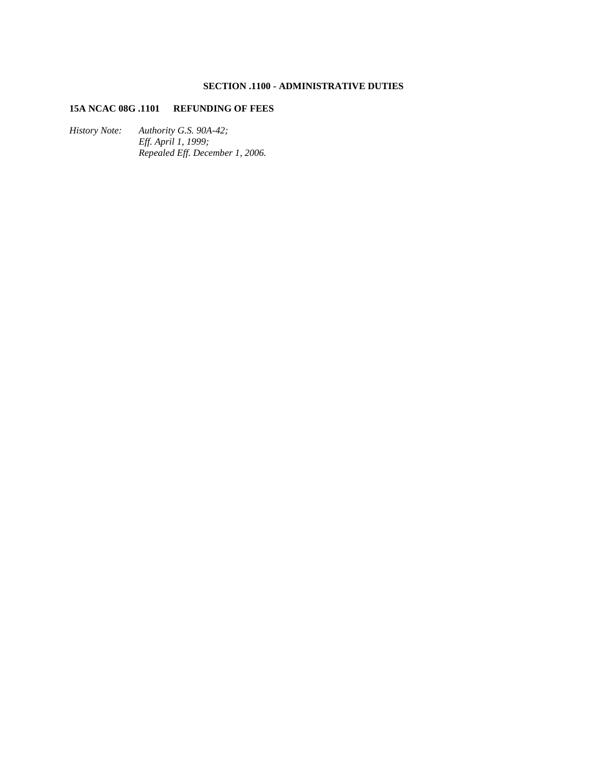## SECTION .1100 - ADMINISTRATIVE DUTIES

### 15A NCAC 08G .1101 REFUNDING OF FEES

*History Note: Authority G.S. 90A-42;*
*Eff. April 1, 1999;*
*Repealed Eff. December 1, 2006.*